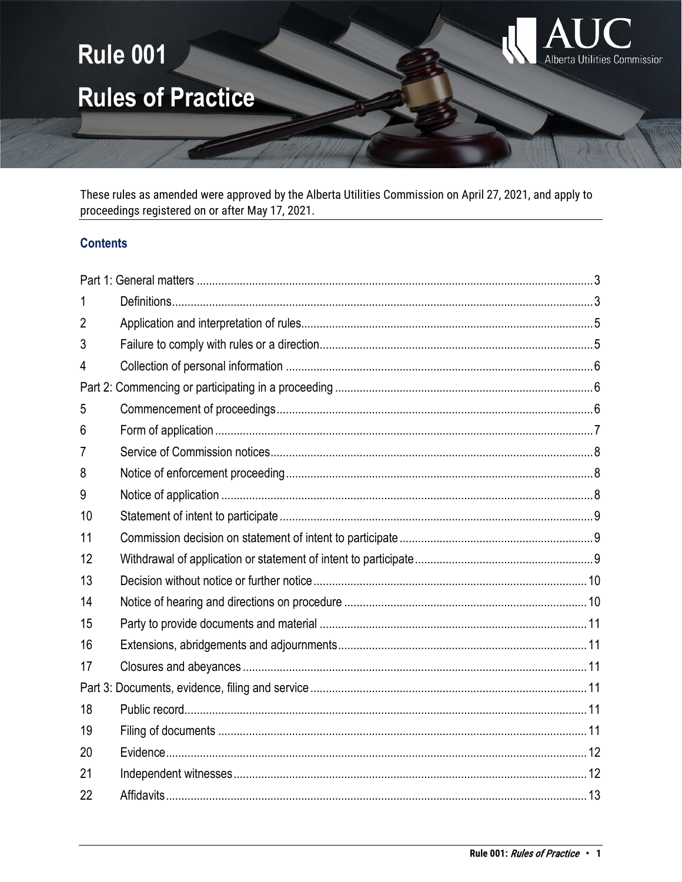# Rule 001

# Rules of Practice

These rules as amended were approved by the Alberta Utilities Commission on April 27, 2021, and apply to proceedings registered on or after May 17, 2021.

## Contents

Part 1: General matters ..... 3

1 Definitions ..... 3

2 Application and interpretation of rules ..... 5

3 Failure to comply with rules or a direction ..... 5

4 Collection of personal information ..... 6

Part 2: Commencing or participating in a proceeding ..... 6

5 Commencement of proceedings ..... 6

6 Form of application ..... 7

7 Service of Commission notices ..... 8

8 Notice of enforcement proceeding ..... 8

9 Notice of application ..... 8

10 Statement of intent to participate ..... 9

11 Commission decision on statement of intent to participate ..... 9

12 Withdrawal of application or statement of intent to participate ..... 9

13 Decision without notice or further notice ..... 10

14 Notice of hearing and directions on procedure ..... 10

15 Party to provide documents and material ..... 11

16 Extensions, abridgements and adjournments ..... 11

17 Closures and abeyances ..... 11

Part 3: Documents, evidence, filing and service ..... 11

18 Public record ..... 11

19 Filing of documents ..... 11

20 Evidence ..... 12

21 Independent witnesses ..... 12

22 Affidavits ..... 13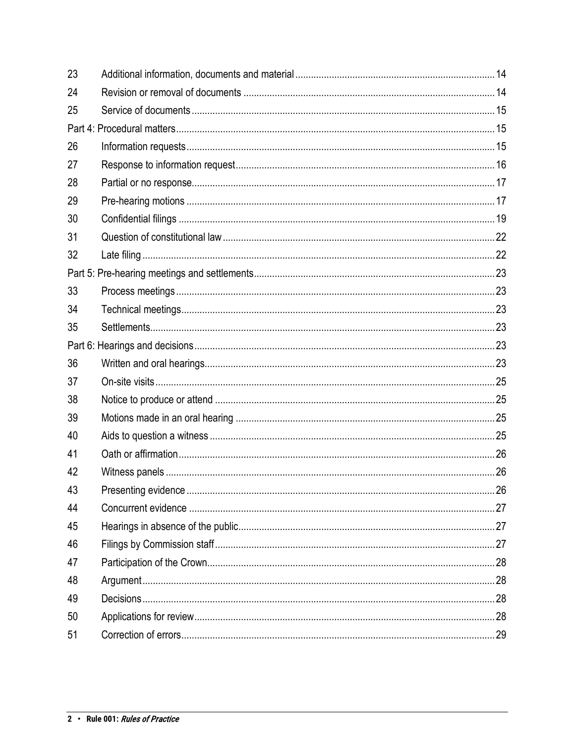| | | |
|---|---|---|
| 23 | Additional information, documents and material | 14 |
| 24 | Revision or removal of documents | 14 |
| 25 | Service of documents | 15 |
| Part 4: Procedural matters | | 15 |
| 26 | Information requests | 15 |
| 27 | Response to information request | 16 |
| 28 | Partial or no response | 17 |
| 29 | Pre-hearing motions | 17 |
| 30 | Confidential filings | 19 |
| 31 | Question of constitutional law | 22 |
| 32 | Late filing | 22 |
| Part 5: Pre-hearing meetings and settlements | | 23 |
| 33 | Process meetings | 23 |
| 34 | Technical meetings | 23 |
| 35 | Settlements | 23 |
| Part 6: Hearings and decisions | | 23 |
| 36 | Written and oral hearings | 23 |
| 37 | On-site visits | 25 |
| 38 | Notice to produce or attend | 25 |
| 39 | Motions made in an oral hearing | 25 |
| 40 | Aids to question a witness | 25 |
| 41 | Oath or affirmation | 26 |
| 42 | Witness panels | 26 |
| 43 | Presenting evidence | 26 |
| 44 | Concurrent evidence | 27 |
| 45 | Hearings in absence of the public | 27 |
| 46 | Filings by Commission staff | 27 |
| 47 | Participation of the Crown | 28 |
| 48 | Argument | 28 |
| 49 | Decisions | 28 |
| 50 | Applications for review | 28 |
| 51 | Correction of errors | 29 |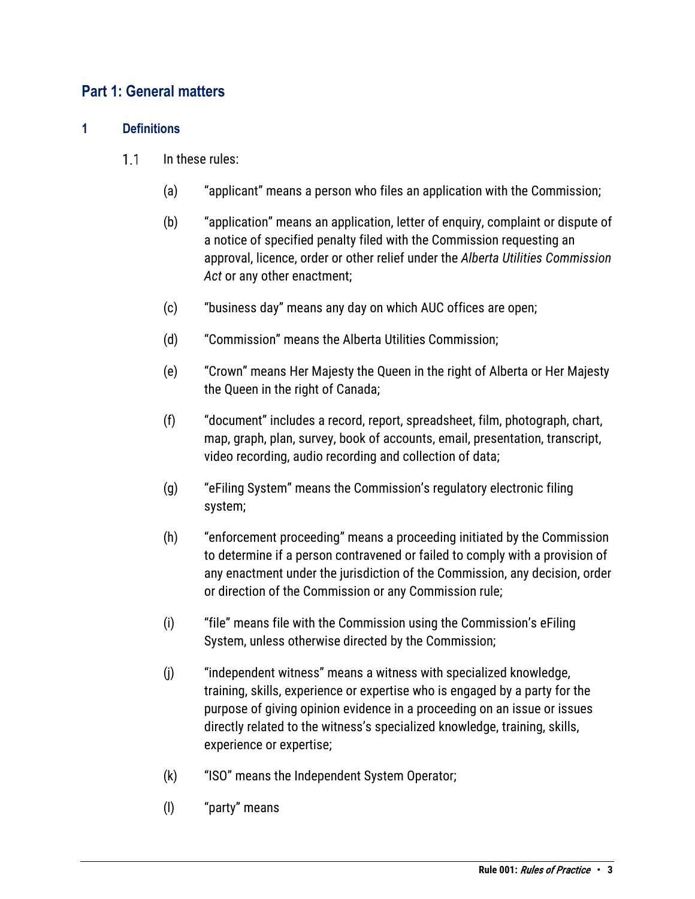## Part 1: General matters

### 1 Definitions

1.1 In these rules:

(a) "applicant" means a person who files an application with the Commission;

(b) "application" means an application, letter of enquiry, complaint or dispute of a notice of specified penalty filed with the Commission requesting an approval, licence, order or other relief under the *Alberta Utilities Commission Act* or any other enactment;

(c) "business day" means any day on which AUC offices are open;

(d) "Commission" means the Alberta Utilities Commission;

(e) "Crown" means Her Majesty the Queen in the right of Alberta or Her Majesty the Queen in the right of Canada;

(f) "document" includes a record, report, spreadsheet, film, photograph, chart, map, graph, plan, survey, book of accounts, email, presentation, transcript, video recording, audio recording and collection of data;

(g) "eFiling System" means the Commission's regulatory electronic filing system;

(h) "enforcement proceeding" means a proceeding initiated by the Commission to determine if a person contravened or failed to comply with a provision of any enactment under the jurisdiction of the Commission, any decision, order or direction of the Commission or any Commission rule;

(i) "file" means file with the Commission using the Commission's eFiling System, unless otherwise directed by the Commission;

(j) "independent witness" means a witness with specialized knowledge, training, skills, experience or expertise who is engaged by a party for the purpose of giving opinion evidence in a proceeding on an issue or issues directly related to the witness's specialized knowledge, training, skills, experience or expertise;

(k) "ISO" means the Independent System Operator;

(l) "party" means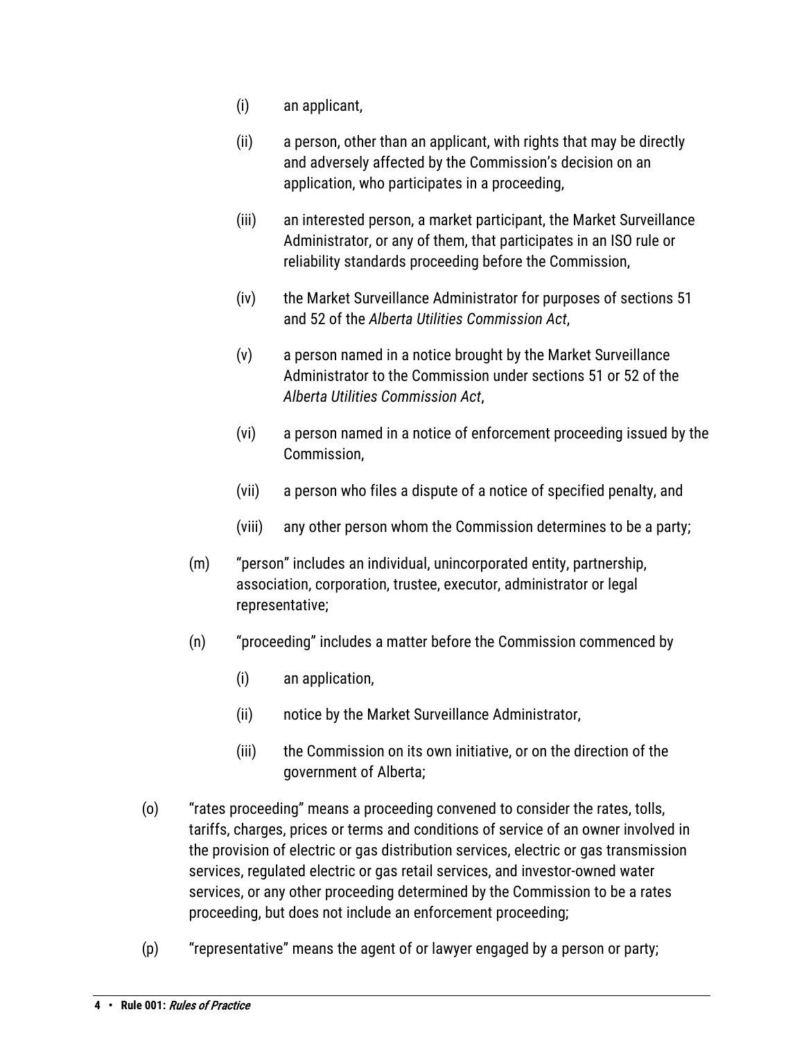(i) an applicant,

(ii) a person, other than an applicant, with rights that may be directly and adversely affected by the Commission's decision on an application, who participates in a proceeding,

(iii) an interested person, a market participant, the Market Surveillance Administrator, or any of them, that participates in an ISO rule or reliability standards proceeding before the Commission,

(iv) the Market Surveillance Administrator for purposes of sections 51 and 52 of the *Alberta Utilities Commission Act*,

(v) a person named in a notice brought by the Market Surveillance Administrator to the Commission under sections 51 or 52 of the *Alberta Utilities Commission Act*,

(vi) a person named in a notice of enforcement proceeding issued by the Commission,

(vii) a person who files a dispute of a notice of specified penalty, and

(viii) any other person whom the Commission determines to be a party;

(m) "person" includes an individual, unincorporated entity, partnership, association, corporation, trustee, executor, administrator or legal representative;

(n) "proceeding" includes a matter before the Commission commenced by

(i) an application,

(ii) notice by the Market Surveillance Administrator,

(iii) the Commission on its own initiative, or on the direction of the government of Alberta;

(o) "rates proceeding" means a proceeding convened to consider the rates, tolls, tariffs, charges, prices or terms and conditions of service of an owner involved in the provision of electric or gas distribution services, electric or gas transmission services, regulated electric or gas retail services, and investor-owned water services, or any other proceeding determined by the Commission to be a rates proceeding, but does not include an enforcement proceeding;

(p) "representative" means the agent of or lawyer engaged by a person or party;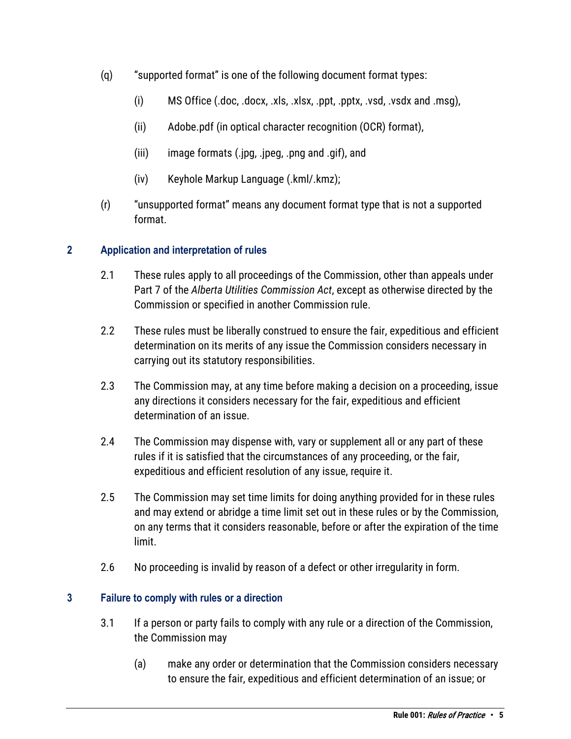(q) "supported format" is one of the following document format types:

  (i) MS Office (.doc, .docx, .xls, .xlsx, .ppt, .pptx, .vsd, .vsdx and .msg),

  (ii) Adobe.pdf (in optical character recognition (OCR) format),

  (iii) image formats (.jpg, .jpeg, .png and .gif), and

  (iv) Keyhole Markup Language (.kml/.kmz);

(r) "unsupported format" means any document format type that is not a supported format.

## 2 Application and interpretation of rules

2.1 These rules apply to all proceedings of the Commission, other than appeals under Part 7 of the *Alberta Utilities Commission Act*, except as otherwise directed by the Commission or specified in another Commission rule.

2.2 These rules must be liberally construed to ensure the fair, expeditious and efficient determination on its merits of any issue the Commission considers necessary in carrying out its statutory responsibilities.

2.3 The Commission may, at any time before making a decision on a proceeding, issue any directions it considers necessary for the fair, expeditious and efficient determination of an issue.

2.4 The Commission may dispense with, vary or supplement all or any part of these rules if it is satisfied that the circumstances of any proceeding, or the fair, expeditious and efficient resolution of any issue, require it.

2.5 The Commission may set time limits for doing anything provided for in these rules and may extend or abridge a time limit set out in these rules or by the Commission, on any terms that it considers reasonable, before or after the expiration of the time limit.

2.6 No proceeding is invalid by reason of a defect or other irregularity in form.

## 3 Failure to comply with rules or a direction

3.1 If a person or party fails to comply with any rule or a direction of the Commission, the Commission may

  (a) make any order or determination that the Commission considers necessary to ensure the fair, expeditious and efficient determination of an issue; or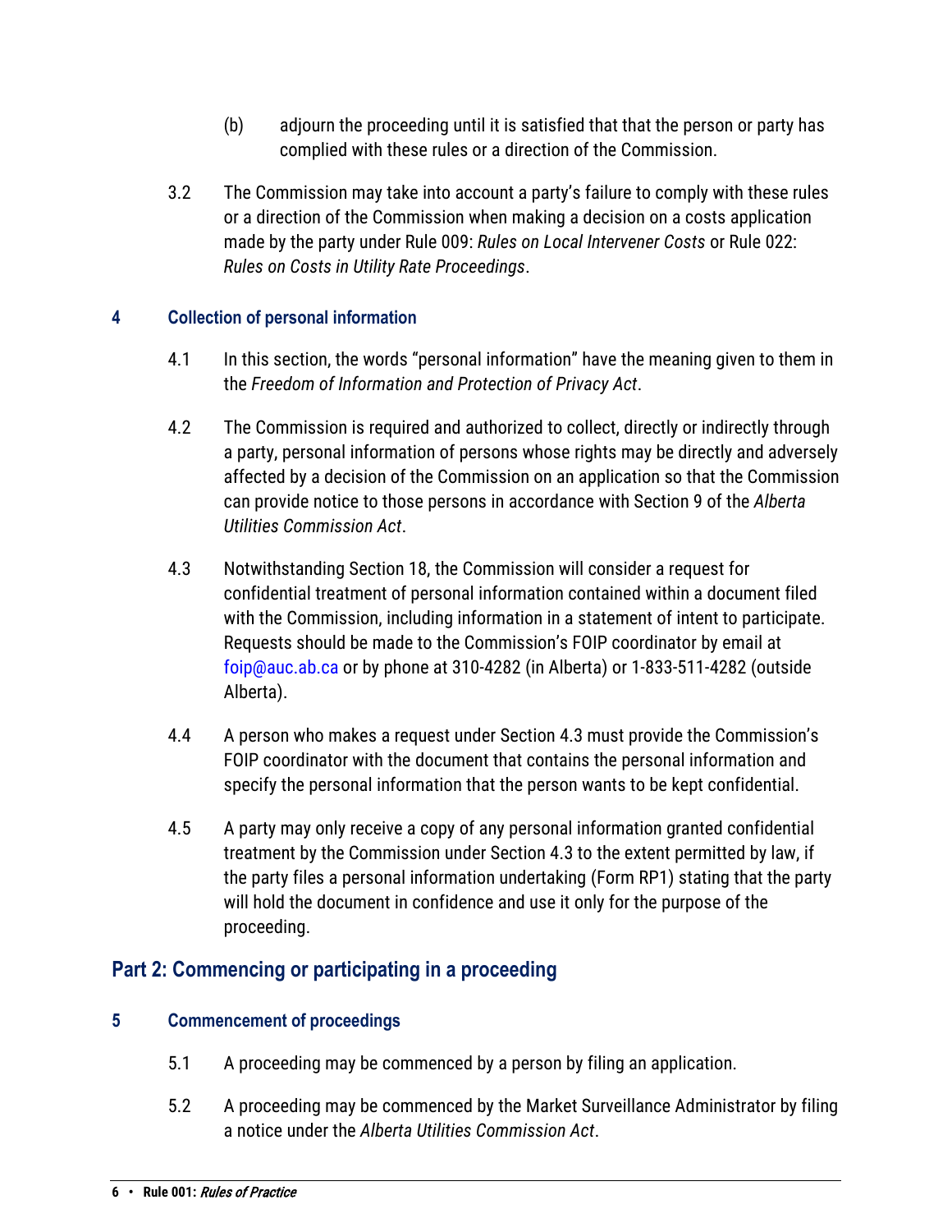(b) adjourn the proceeding until it is satisfied that that the person or party has complied with these rules or a direction of the Commission.

3.2 The Commission may take into account a party's failure to comply with these rules or a direction of the Commission when making a decision on a costs application made by the party under Rule 009: *Rules on Local Intervener Costs* or Rule 022: *Rules on Costs in Utility Rate Proceedings*.

### 4 Collection of personal information

4.1 In this section, the words "personal information" have the meaning given to them in the *Freedom of Information and Protection of Privacy Act*.

4.2 The Commission is required and authorized to collect, directly or indirectly through a party, personal information of persons whose rights may be directly and adversely affected by a decision of the Commission on an application so that the Commission can provide notice to those persons in accordance with Section 9 of the *Alberta Utilities Commission Act*.

4.3 Notwithstanding Section 18, the Commission will consider a request for confidential treatment of personal information contained within a document filed with the Commission, including information in a statement of intent to participate. Requests should be made to the Commission's FOIP coordinator by email at foip@auc.ab.ca or by phone at 310-4282 (in Alberta) or 1-833-511-4282 (outside Alberta).

4.4 A person who makes a request under Section 4.3 must provide the Commission's FOIP coordinator with the document that contains the personal information and specify the personal information that the person wants to be kept confidential.

4.5 A party may only receive a copy of any personal information granted confidential treatment by the Commission under Section 4.3 to the extent permitted by law, if the party files a personal information undertaking (Form RP1) stating that the party will hold the document in confidence and use it only for the purpose of the proceeding.

## Part 2: Commencing or participating in a proceeding

### 5 Commencement of proceedings

5.1 A proceeding may be commenced by a person by filing an application.

5.2 A proceeding may be commenced by the Market Surveillance Administrator by filing a notice under the *Alberta Utilities Commission Act*.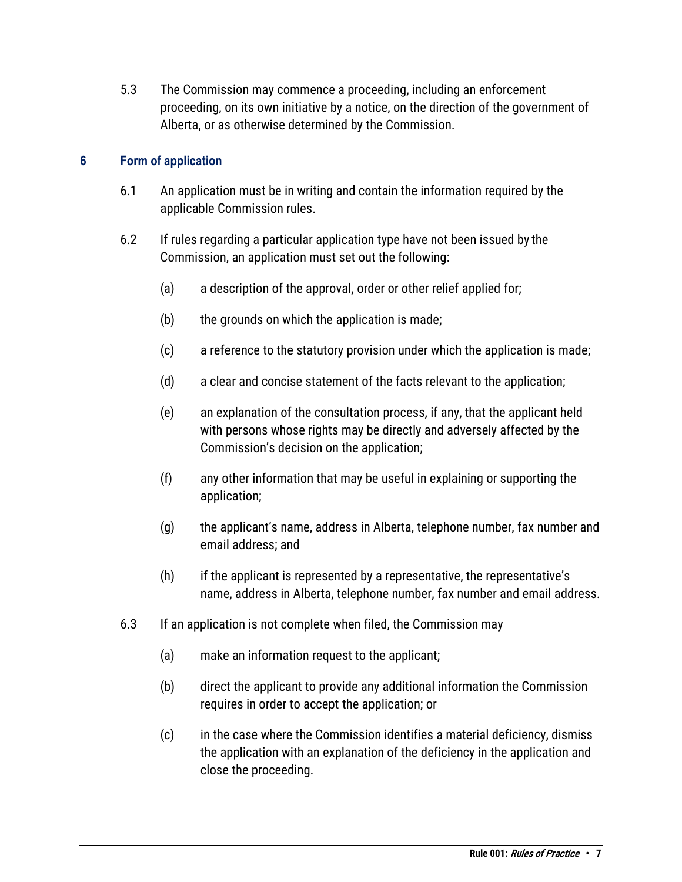5.3 The Commission may commence a proceeding, including an enforcement proceeding, on its own initiative by a notice, on the direction of the government of Alberta, or as otherwise determined by the Commission.

## 6 Form of application

6.1 An application must be in writing and contain the information required by the applicable Commission rules.

6.2 If rules regarding a particular application type have not been issued by the Commission, an application must set out the following:

(a) a description of the approval, order or other relief applied for;

(b) the grounds on which the application is made;

(c) a reference to the statutory provision under which the application is made;

(d) a clear and concise statement of the facts relevant to the application;

(e) an explanation of the consultation process, if any, that the applicant held with persons whose rights may be directly and adversely affected by the Commission's decision on the application;

(f) any other information that may be useful in explaining or supporting the application;

(g) the applicant's name, address in Alberta, telephone number, fax number and email address; and

(h) if the applicant is represented by a representative, the representative's name, address in Alberta, telephone number, fax number and email address.

6.3 If an application is not complete when filed, the Commission may

(a) make an information request to the applicant;

(b) direct the applicant to provide any additional information the Commission requires in order to accept the application; or

(c) in the case where the Commission identifies a material deficiency, dismiss the application with an explanation of the deficiency in the application and close the proceeding.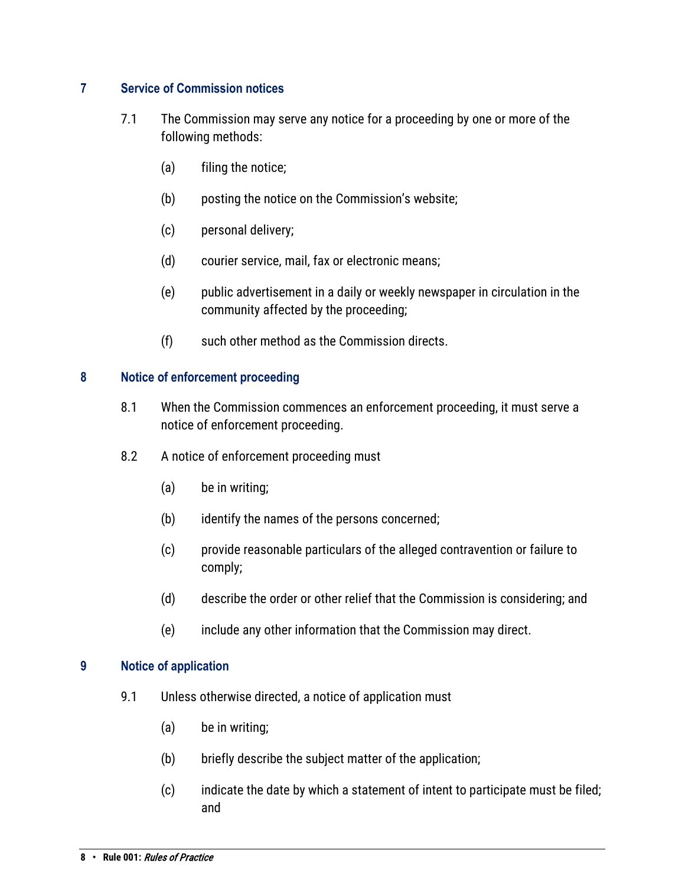## 7 Service of Commission notices

7.1 The Commission may serve any notice for a proceeding by one or more of the following methods:

(a) filing the notice;

(b) posting the notice on the Commission's website;

(c) personal delivery;

(d) courier service, mail, fax or electronic means;

(e) public advertisement in a daily or weekly newspaper in circulation in the community affected by the proceeding;

(f) such other method as the Commission directs.

## 8 Notice of enforcement proceeding

8.1 When the Commission commences an enforcement proceeding, it must serve a notice of enforcement proceeding.

8.2 A notice of enforcement proceeding must

(a) be in writing;

(b) identify the names of the persons concerned;

(c) provide reasonable particulars of the alleged contravention or failure to comply;

(d) describe the order or other relief that the Commission is considering; and

(e) include any other information that the Commission may direct.

## 9 Notice of application

9.1 Unless otherwise directed, a notice of application must

(a) be in writing;

(b) briefly describe the subject matter of the application;

(c) indicate the date by which a statement of intent to participate must be filed; and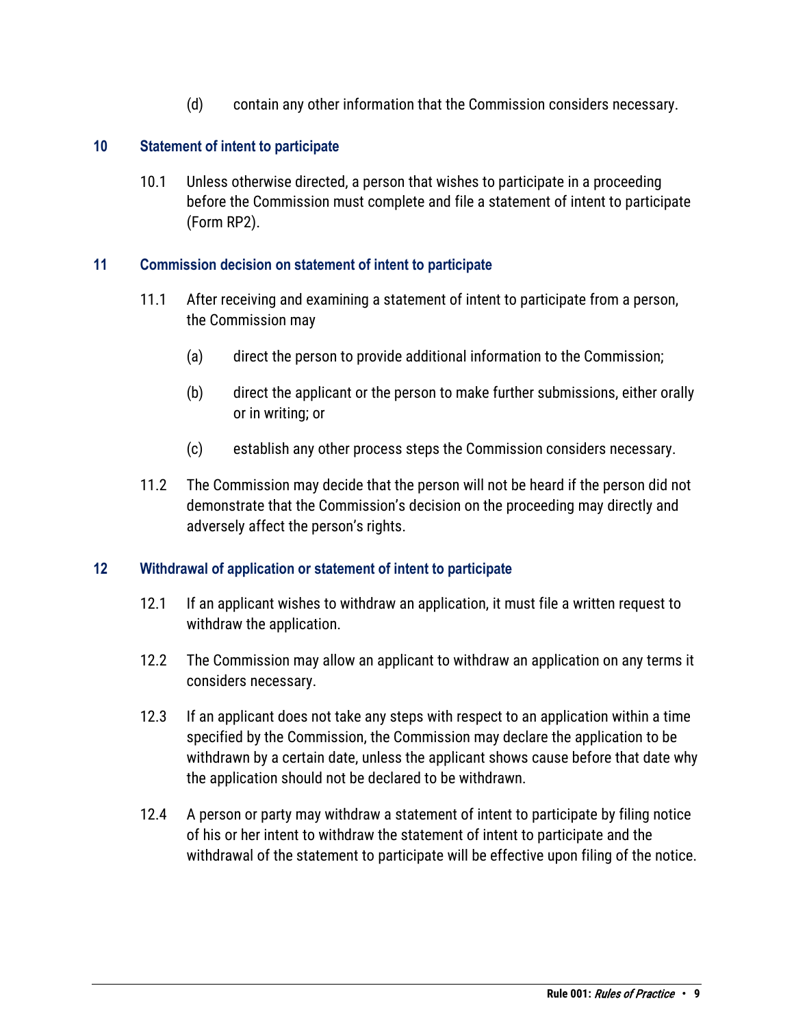(d) contain any other information that the Commission considers necessary.

## 10 Statement of intent to participate

10.1 Unless otherwise directed, a person that wishes to participate in a proceeding before the Commission must complete and file a statement of intent to participate (Form RP2).

## 11 Commission decision on statement of intent to participate

11.1 After receiving and examining a statement of intent to participate from a person, the Commission may

(a) direct the person to provide additional information to the Commission;

(b) direct the applicant or the person to make further submissions, either orally or in writing; or

(c) establish any other process steps the Commission considers necessary.

11.2 The Commission may decide that the person will not be heard if the person did not demonstrate that the Commission's decision on the proceeding may directly and adversely affect the person's rights.

## 12 Withdrawal of application or statement of intent to participate

12.1 If an applicant wishes to withdraw an application, it must file a written request to withdraw the application.

12.2 The Commission may allow an applicant to withdraw an application on any terms it considers necessary.

12.3 If an applicant does not take any steps with respect to an application within a time specified by the Commission, the Commission may declare the application to be withdrawn by a certain date, unless the applicant shows cause before that date why the application should not be declared to be withdrawn.

12.4 A person or party may withdraw a statement of intent to participate by filing notice of his or her intent to withdraw the statement of intent to participate and the withdrawal of the statement to participate will be effective upon filing of the notice.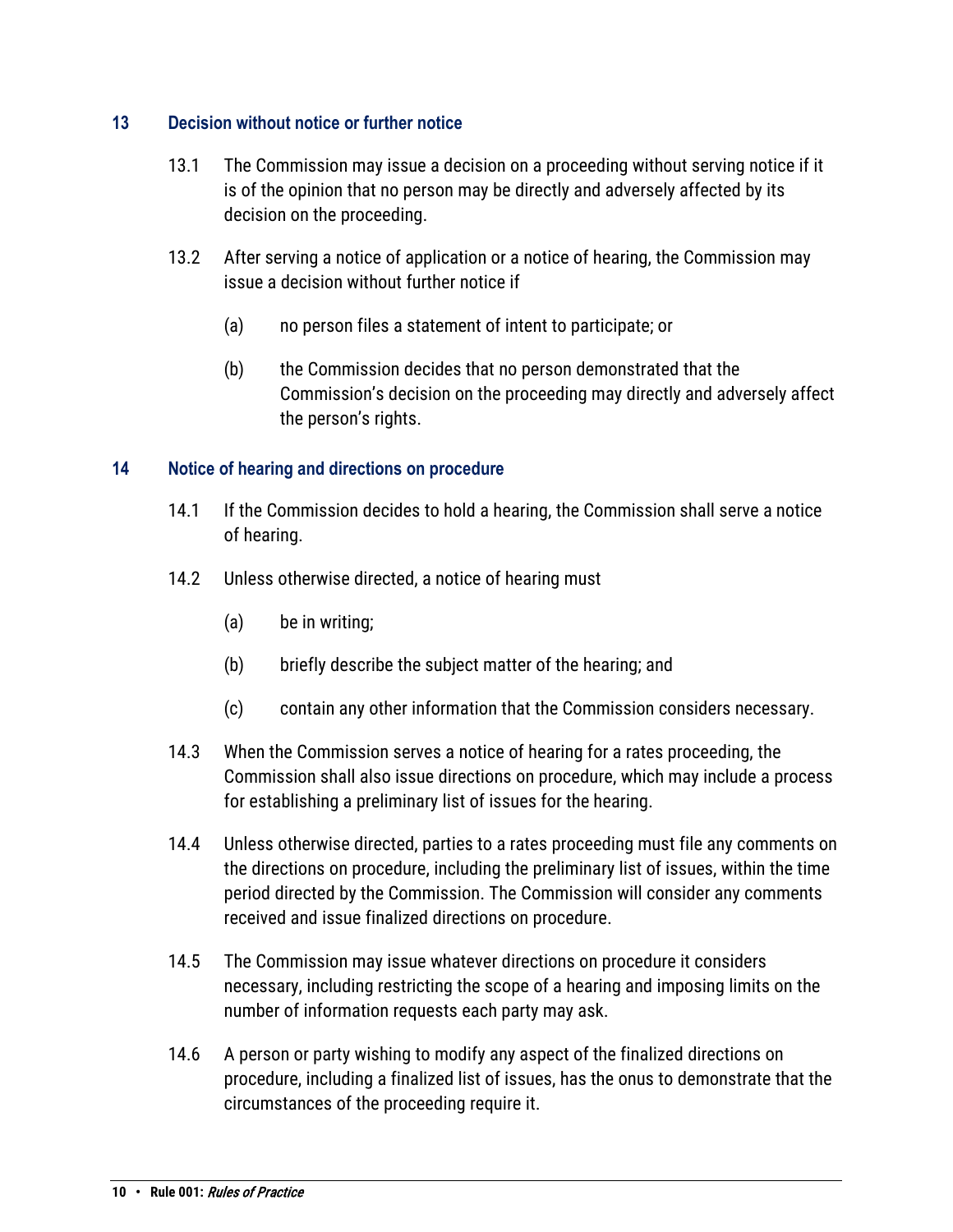## 13 Decision without notice or further notice

13.1 The Commission may issue a decision on a proceeding without serving notice if it is of the opinion that no person may be directly and adversely affected by its decision on the proceeding.

13.2 After serving a notice of application or a notice of hearing, the Commission may issue a decision without further notice if

(a) no person files a statement of intent to participate; or

(b) the Commission decides that no person demonstrated that the Commission's decision on the proceeding may directly and adversely affect the person's rights.

## 14 Notice of hearing and directions on procedure

14.1 If the Commission decides to hold a hearing, the Commission shall serve a notice of hearing.

14.2 Unless otherwise directed, a notice of hearing must

(a) be in writing;

(b) briefly describe the subject matter of the hearing; and

(c) contain any other information that the Commission considers necessary.

14.3 When the Commission serves a notice of hearing for a rates proceeding, the Commission shall also issue directions on procedure, which may include a process for establishing a preliminary list of issues for the hearing.

14.4 Unless otherwise directed, parties to a rates proceeding must file any comments on the directions on procedure, including the preliminary list of issues, within the time period directed by the Commission. The Commission will consider any comments received and issue finalized directions on procedure.

14.5 The Commission may issue whatever directions on procedure it considers necessary, including restricting the scope of a hearing and imposing limits on the number of information requests each party may ask.

14.6 A person or party wishing to modify any aspect of the finalized directions on procedure, including a finalized list of issues, has the onus to demonstrate that the circumstances of the proceeding require it.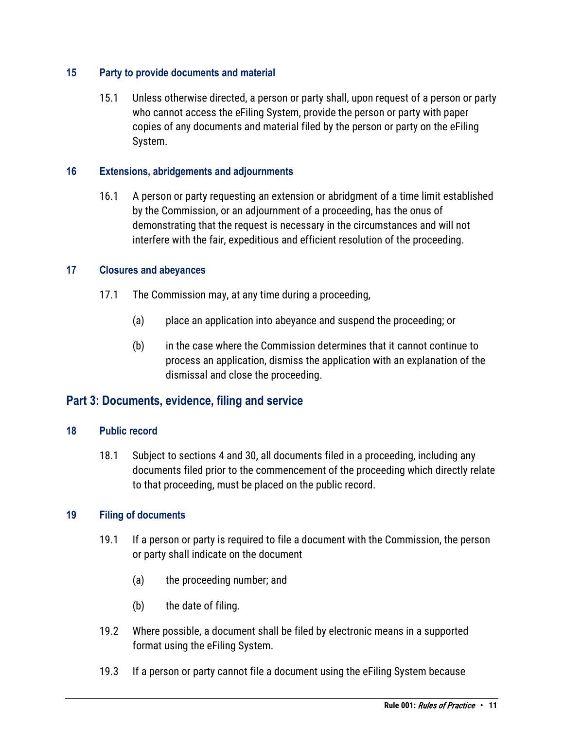### 15 Party to provide documents and material

15.1 Unless otherwise directed, a person or party shall, upon request of a person or party who cannot access the eFiling System, provide the person or party with paper copies of any documents and material filed by the person or party on the eFiling System.

### 16 Extensions, abridgements and adjournments

16.1 A person or party requesting an extension or abridgment of a time limit established by the Commission, or an adjournment of a proceeding, has the onus of demonstrating that the request is necessary in the circumstances and will not interfere with the fair, expeditious and efficient resolution of the proceeding.

### 17 Closures and abeyances

17.1 The Commission may, at any time during a proceeding,

(a) place an application into abeyance and suspend the proceeding; or

(b) in the case where the Commission determines that it cannot continue to process an application, dismiss the application with an explanation of the dismissal and close the proceeding.

## Part 3: Documents, evidence, filing and service

### 18 Public record

18.1 Subject to sections 4 and 30, all documents filed in a proceeding, including any documents filed prior to the commencement of the proceeding which directly relate to that proceeding, must be placed on the public record.

### 19 Filing of documents

19.1 If a person or party is required to file a document with the Commission, the person or party shall indicate on the document

(a) the proceeding number; and

(b) the date of filing.

19.2 Where possible, a document shall be filed by electronic means in a supported format using the eFiling System.

19.3 If a person or party cannot file a document using the eFiling System because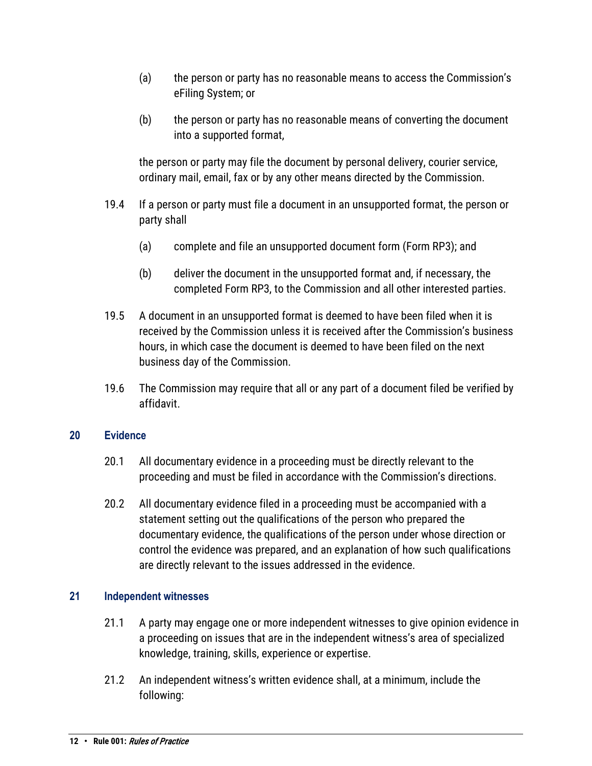(a) the person or party has no reasonable means to access the Commission's eFiling System; or

(b) the person or party has no reasonable means of converting the document into a supported format,

the person or party may file the document by personal delivery, courier service, ordinary mail, email, fax or by any other means directed by the Commission.

19.4 If a person or party must file a document in an unsupported format, the person or party shall

(a) complete and file an unsupported document form (Form RP3); and

(b) deliver the document in the unsupported format and, if necessary, the completed Form RP3, to the Commission and all other interested parties.

19.5 A document in an unsupported format is deemed to have been filed when it is received by the Commission unless it is received after the Commission's business hours, in which case the document is deemed to have been filed on the next business day of the Commission.

19.6 The Commission may require that all or any part of a document filed be verified by affidavit.

## 20 Evidence

20.1 All documentary evidence in a proceeding must be directly relevant to the proceeding and must be filed in accordance with the Commission's directions.

20.2 All documentary evidence filed in a proceeding must be accompanied with a statement setting out the qualifications of the person who prepared the documentary evidence, the qualifications of the person under whose direction or control the evidence was prepared, and an explanation of how such qualifications are directly relevant to the issues addressed in the evidence.

## 21 Independent witnesses

21.1 A party may engage one or more independent witnesses to give opinion evidence in a proceeding on issues that are in the independent witness's area of specialized knowledge, training, skills, experience or expertise.

21.2 An independent witness's written evidence shall, at a minimum, include the following: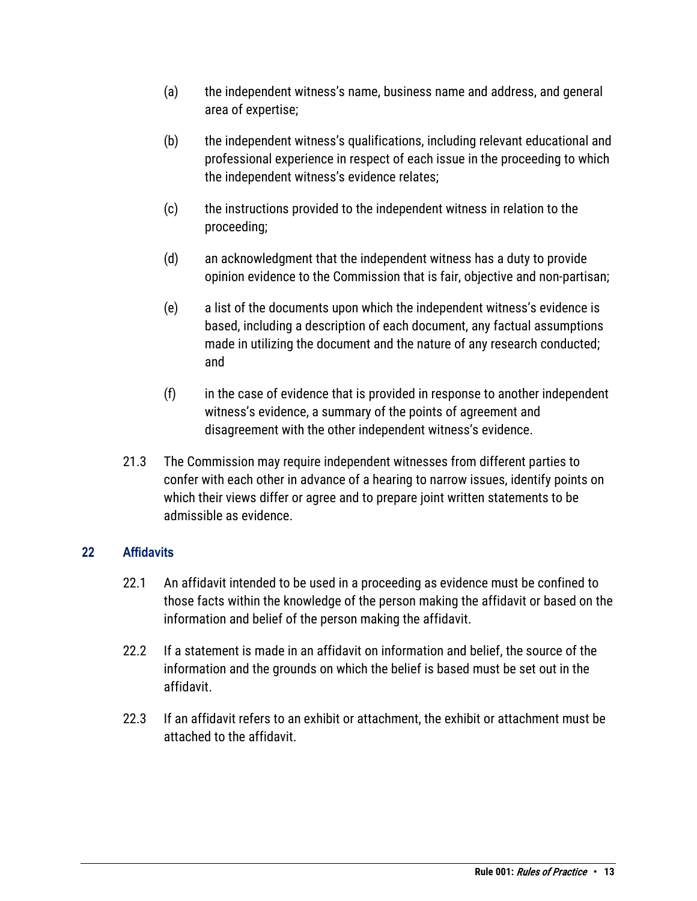(a) the independent witness's name, business name and address, and general area of expertise;

(b) the independent witness's qualifications, including relevant educational and professional experience in respect of each issue in the proceeding to which the independent witness's evidence relates;

(c) the instructions provided to the independent witness in relation to the proceeding;

(d) an acknowledgment that the independent witness has a duty to provide opinion evidence to the Commission that is fair, objective and non-partisan;

(e) a list of the documents upon which the independent witness's evidence is based, including a description of each document, any factual assumptions made in utilizing the document and the nature of any research conducted; and

(f) in the case of evidence that is provided in response to another independent witness's evidence, a summary of the points of agreement and disagreement with the other independent witness's evidence.

21.3 The Commission may require independent witnesses from different parties to confer with each other in advance of a hearing to narrow issues, identify points on which their views differ or agree and to prepare joint written statements to be admissible as evidence.

## 22 Affidavits

22.1 An affidavit intended to be used in a proceeding as evidence must be confined to those facts within the knowledge of the person making the affidavit or based on the information and belief of the person making the affidavit.

22.2 If a statement is made in an affidavit on information and belief, the source of the information and the grounds on which the belief is based must be set out in the affidavit.

22.3 If an affidavit refers to an exhibit or attachment, the exhibit or attachment must be attached to the affidavit.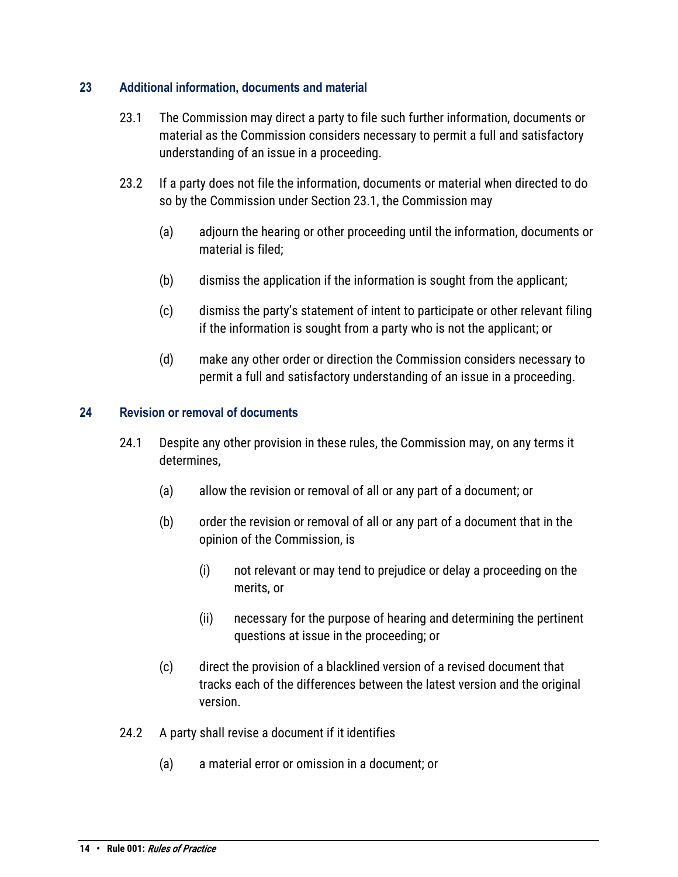## 23 Additional information, documents and material

23.1 The Commission may direct a party to file such further information, documents or material as the Commission considers necessary to permit a full and satisfactory understanding of an issue in a proceeding.

23.2 If a party does not file the information, documents or material when directed to do so by the Commission under Section 23.1, the Commission may

(a) adjourn the hearing or other proceeding until the information, documents or material is filed;

(b) dismiss the application if the information is sought from the applicant;

(c) dismiss the party's statement of intent to participate or other relevant filing if the information is sought from a party who is not the applicant; or

(d) make any other order or direction the Commission considers necessary to permit a full and satisfactory understanding of an issue in a proceeding.

## 24 Revision or removal of documents

24.1 Despite any other provision in these rules, the Commission may, on any terms it determines,

(a) allow the revision or removal of all or any part of a document; or

(b) order the revision or removal of all or any part of a document that in the opinion of the Commission, is

(i) not relevant or may tend to prejudice or delay a proceeding on the merits, or

(ii) necessary for the purpose of hearing and determining the pertinent questions at issue in the proceeding; or

(c) direct the provision of a blacklined version of a revised document that tracks each of the differences between the latest version and the original version.

24.2 A party shall revise a document if it identifies

(a) a material error or omission in a document; or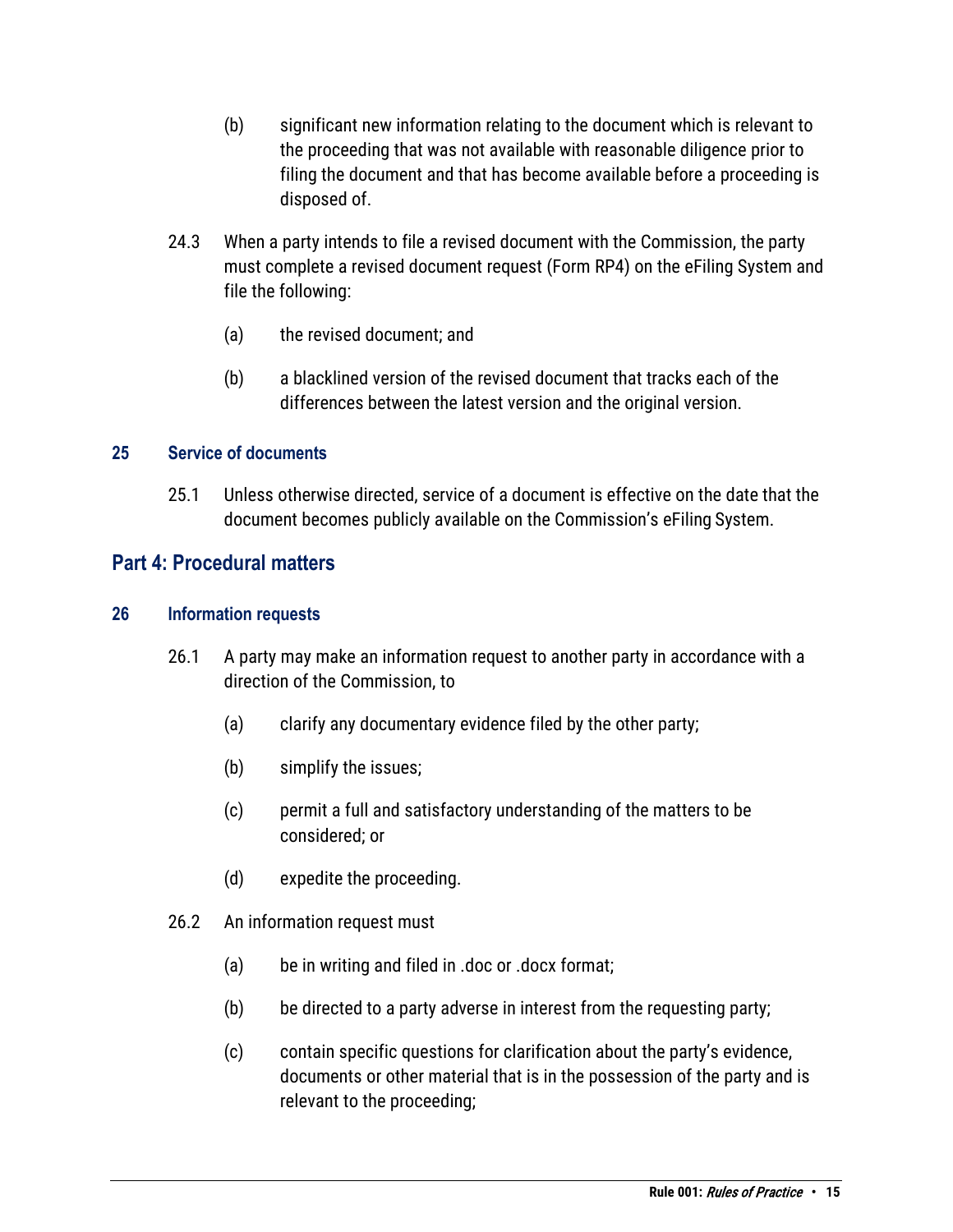(b) significant new information relating to the document which is relevant to the proceeding that was not available with reasonable diligence prior to filing the document and that has become available before a proceeding is disposed of.

24.3 When a party intends to file a revised document with the Commission, the party must complete a revised document request (Form RP4) on the eFiling System and file the following:

(a) the revised document; and

(b) a blacklined version of the revised document that tracks each of the differences between the latest version and the original version.

### 25 Service of documents

25.1 Unless otherwise directed, service of a document is effective on the date that the document becomes publicly available on the Commission's eFiling System.

## Part 4: Procedural matters

### 26 Information requests

26.1 A party may make an information request to another party in accordance with a direction of the Commission, to

(a) clarify any documentary evidence filed by the other party;

(b) simplify the issues;

(c) permit a full and satisfactory understanding of the matters to be considered; or

(d) expedite the proceeding.

26.2 An information request must

(a) be in writing and filed in .doc or .docx format;

(b) be directed to a party adverse in interest from the requesting party;

(c) contain specific questions for clarification about the party's evidence, documents or other material that is in the possession of the party and is relevant to the proceeding;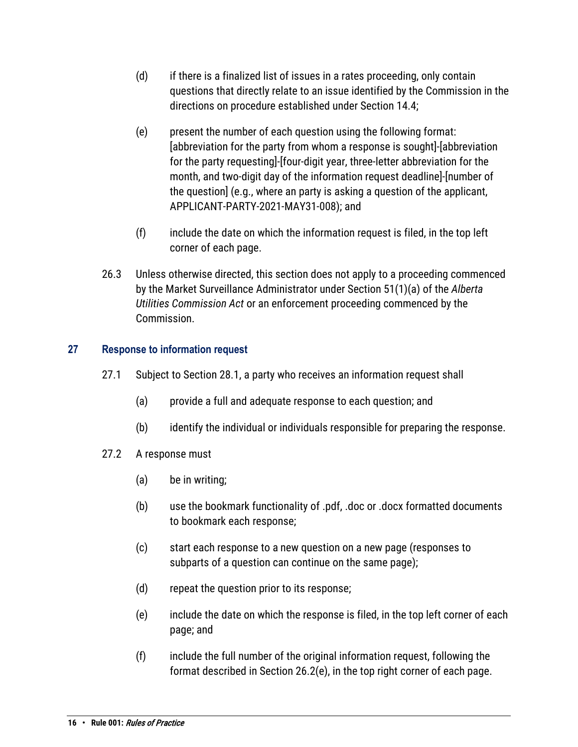(d) if there is a finalized list of issues in a rates proceeding, only contain questions that directly relate to an issue identified by the Commission in the directions on procedure established under Section 14.4;

(e) present the number of each question using the following format: [abbreviation for the party from whom a response is sought]-[abbreviation for the party requesting]-[four-digit year, three-letter abbreviation for the month, and two-digit day of the information request deadline]-[number of the question] (e.g., where an party is asking a question of the applicant, APPLICANT-PARTY-2021-MAY31-008); and

(f) include the date on which the information request is filed, in the top left corner of each page.

26.3 Unless otherwise directed, this section does not apply to a proceeding commenced by the Market Surveillance Administrator under Section 51(1)(a) of the *Alberta Utilities Commission Act* or an enforcement proceeding commenced by the Commission.

## 27 Response to information request

27.1 Subject to Section 28.1, a party who receives an information request shall

(a) provide a full and adequate response to each question; and

(b) identify the individual or individuals responsible for preparing the response.

27.2 A response must

(a) be in writing;

(b) use the bookmark functionality of .pdf, .doc or .docx formatted documents to bookmark each response;

(c) start each response to a new question on a new page (responses to subparts of a question can continue on the same page);

(d) repeat the question prior to its response;

(e) include the date on which the response is filed, in the top left corner of each page; and

(f) include the full number of the original information request, following the format described in Section 26.2(e), in the top right corner of each page.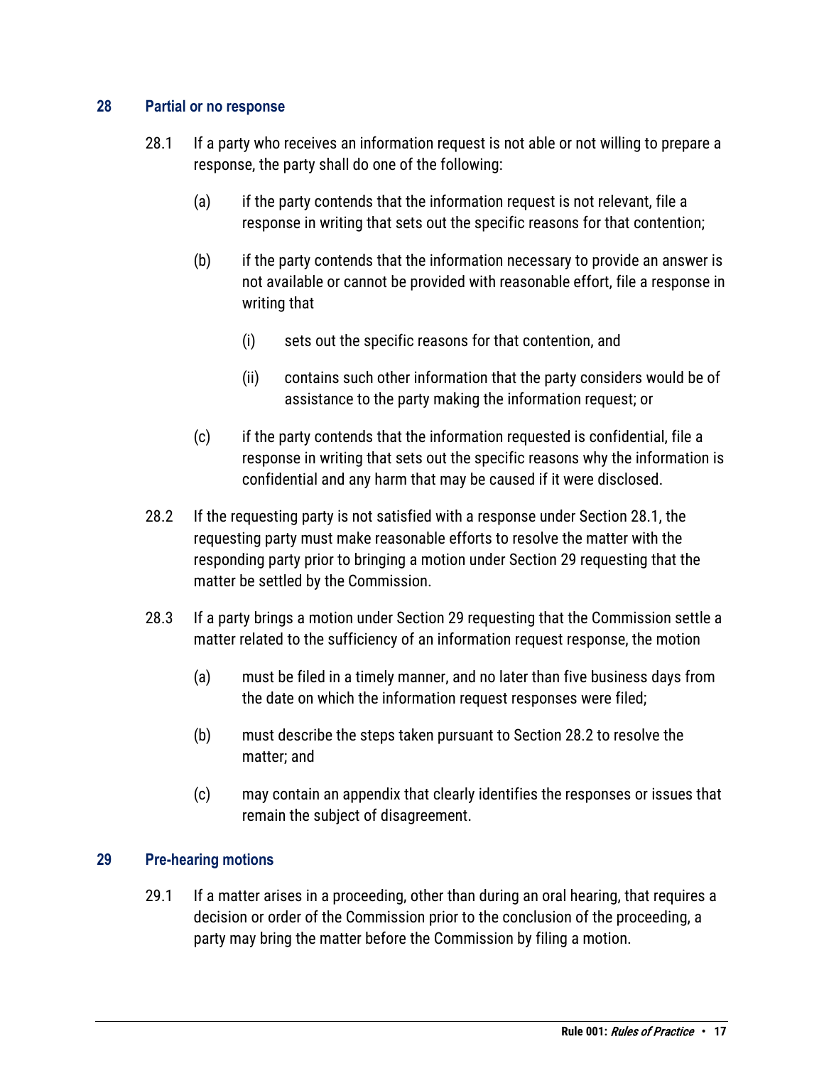## 28 Partial or no response

28.1 If a party who receives an information request is not able or not willing to prepare a response, the party shall do one of the following:

(a) if the party contends that the information request is not relevant, file a response in writing that sets out the specific reasons for that contention;

(b) if the party contends that the information necessary to provide an answer is not available or cannot be provided with reasonable effort, file a response in writing that

(i) sets out the specific reasons for that contention, and

(ii) contains such other information that the party considers would be of assistance to the party making the information request; or

(c) if the party contends that the information requested is confidential, file a response in writing that sets out the specific reasons why the information is confidential and any harm that may be caused if it were disclosed.

28.2 If the requesting party is not satisfied with a response under Section 28.1, the requesting party must make reasonable efforts to resolve the matter with the responding party prior to bringing a motion under Section 29 requesting that the matter be settled by the Commission.

28.3 If a party brings a motion under Section 29 requesting that the Commission settle a matter related to the sufficiency of an information request response, the motion

(a) must be filed in a timely manner, and no later than five business days from the date on which the information request responses were filed;

(b) must describe the steps taken pursuant to Section 28.2 to resolve the matter; and

(c) may contain an appendix that clearly identifies the responses or issues that remain the subject of disagreement.

## 29 Pre-hearing motions

29.1 If a matter arises in a proceeding, other than during an oral hearing, that requires a decision or order of the Commission prior to the conclusion of the proceeding, a party may bring the matter before the Commission by filing a motion.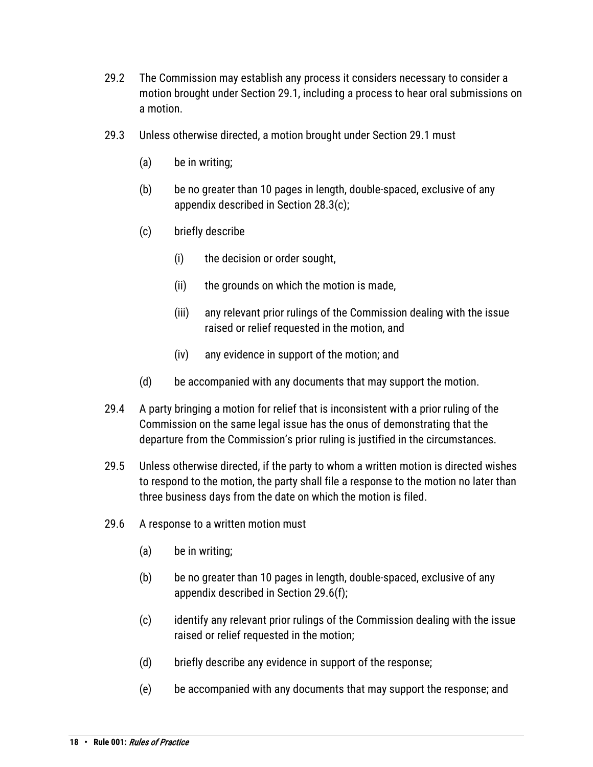29.2 The Commission may establish any process it considers necessary to consider a motion brought under Section 29.1, including a process to hear oral submissions on a motion.

29.3 Unless otherwise directed, a motion brought under Section 29.1 must

(a) be in writing;

(b) be no greater than 10 pages in length, double-spaced, exclusive of any appendix described in Section 28.3(c);

(c) briefly describe

(i) the decision or order sought,

(ii) the grounds on which the motion is made,

(iii) any relevant prior rulings of the Commission dealing with the issue raised or relief requested in the motion, and

(iv) any evidence in support of the motion; and

(d) be accompanied with any documents that may support the motion.

29.4 A party bringing a motion for relief that is inconsistent with a prior ruling of the Commission on the same legal issue has the onus of demonstrating that the departure from the Commission's prior ruling is justified in the circumstances.

29.5 Unless otherwise directed, if the party to whom a written motion is directed wishes to respond to the motion, the party shall file a response to the motion no later than three business days from the date on which the motion is filed.

29.6 A response to a written motion must

(a) be in writing;

(b) be no greater than 10 pages in length, double-spaced, exclusive of any appendix described in Section 29.6(f);

(c) identify any relevant prior rulings of the Commission dealing with the issue raised or relief requested in the motion;

(d) briefly describe any evidence in support of the response;

(e) be accompanied with any documents that may support the response; and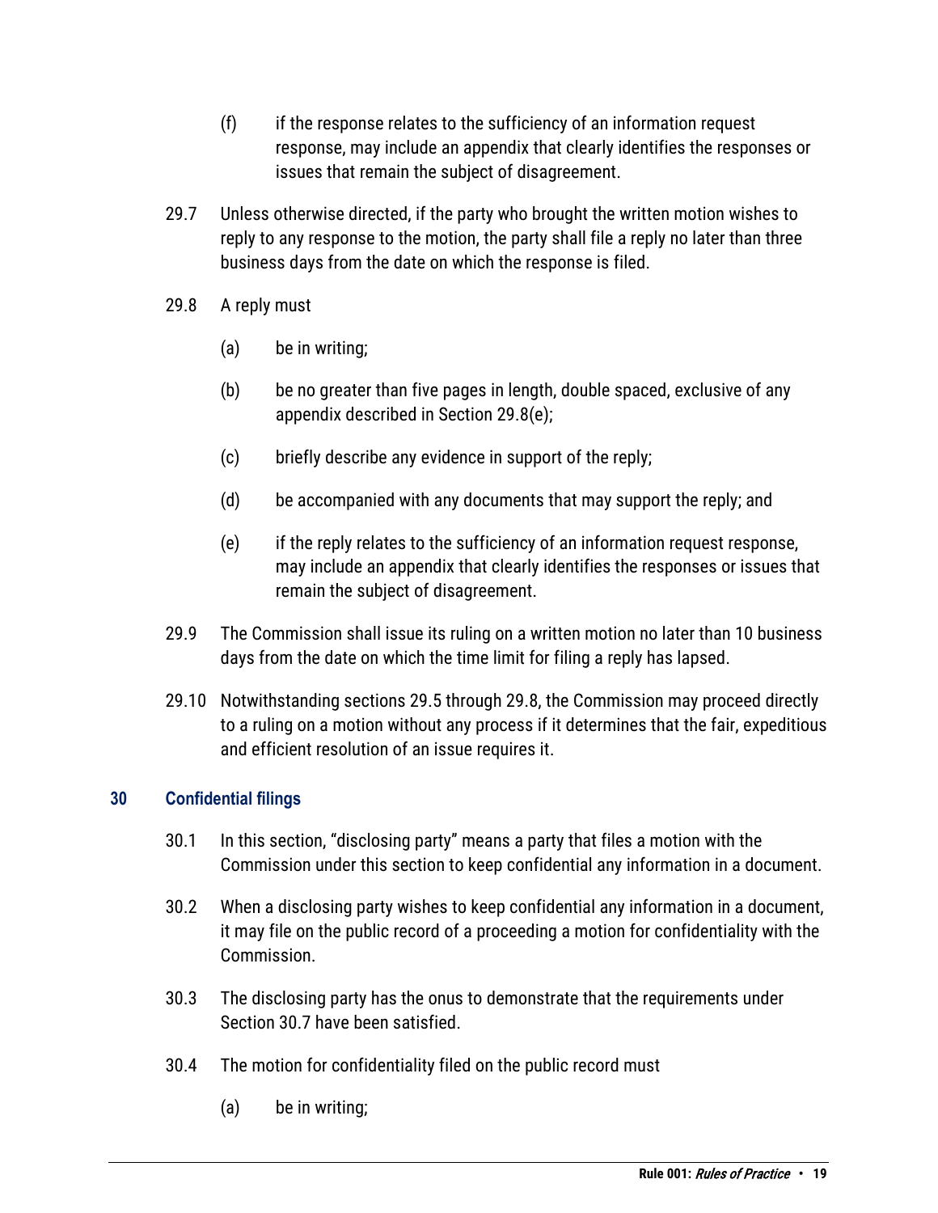(f) if the response relates to the sufficiency of an information request response, may include an appendix that clearly identifies the responses or issues that remain the subject of disagreement.

29.7 Unless otherwise directed, if the party who brought the written motion wishes to reply to any response to the motion, the party shall file a reply no later than three business days from the date on which the response is filed.

29.8 A reply must

(a) be in writing;

(b) be no greater than five pages in length, double spaced, exclusive of any appendix described in Section 29.8(e);

(c) briefly describe any evidence in support of the reply;

(d) be accompanied with any documents that may support the reply; and

(e) if the reply relates to the sufficiency of an information request response, may include an appendix that clearly identifies the responses or issues that remain the subject of disagreement.

29.9 The Commission shall issue its ruling on a written motion no later than 10 business days from the date on which the time limit for filing a reply has lapsed.

29.10 Notwithstanding sections 29.5 through 29.8, the Commission may proceed directly to a ruling on a motion without any process if it determines that the fair, expeditious and efficient resolution of an issue requires it.

## 30 Confidential filings

30.1 In this section, "disclosing party" means a party that files a motion with the Commission under this section to keep confidential any information in a document.

30.2 When a disclosing party wishes to keep confidential any information in a document, it may file on the public record of a proceeding a motion for confidentiality with the Commission.

30.3 The disclosing party has the onus to demonstrate that the requirements under Section 30.7 have been satisfied.

30.4 The motion for confidentiality filed on the public record must

(a) be in writing;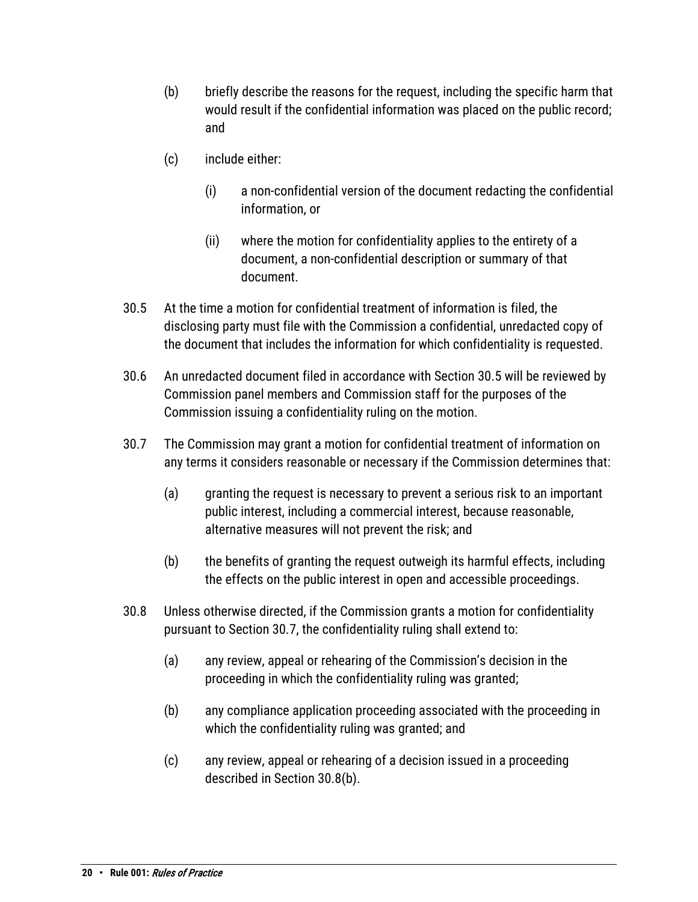(b) briefly describe the reasons for the request, including the specific harm that would result if the confidential information was placed on the public record; and

(c) include either:

  (i) a non-confidential version of the document redacting the confidential information, or

  (ii) where the motion for confidentiality applies to the entirety of a document, a non-confidential description or summary of that document.

30.5 At the time a motion for confidential treatment of information is filed, the disclosing party must file with the Commission a confidential, unredacted copy of the document that includes the information for which confidentiality is requested.

30.6 An unredacted document filed in accordance with Section 30.5 will be reviewed by Commission panel members and Commission staff for the purposes of the Commission issuing a confidentiality ruling on the motion.

30.7 The Commission may grant a motion for confidential treatment of information on any terms it considers reasonable or necessary if the Commission determines that:

(a) granting the request is necessary to prevent a serious risk to an important public interest, including a commercial interest, because reasonable, alternative measures will not prevent the risk; and

(b) the benefits of granting the request outweigh its harmful effects, including the effects on the public interest in open and accessible proceedings.

30.8 Unless otherwise directed, if the Commission grants a motion for confidentiality pursuant to Section 30.7, the confidentiality ruling shall extend to:

(a) any review, appeal or rehearing of the Commission's decision in the proceeding in which the confidentiality ruling was granted;

(b) any compliance application proceeding associated with the proceeding in which the confidentiality ruling was granted; and

(c) any review, appeal or rehearing of a decision issued in a proceeding described in Section 30.8(b).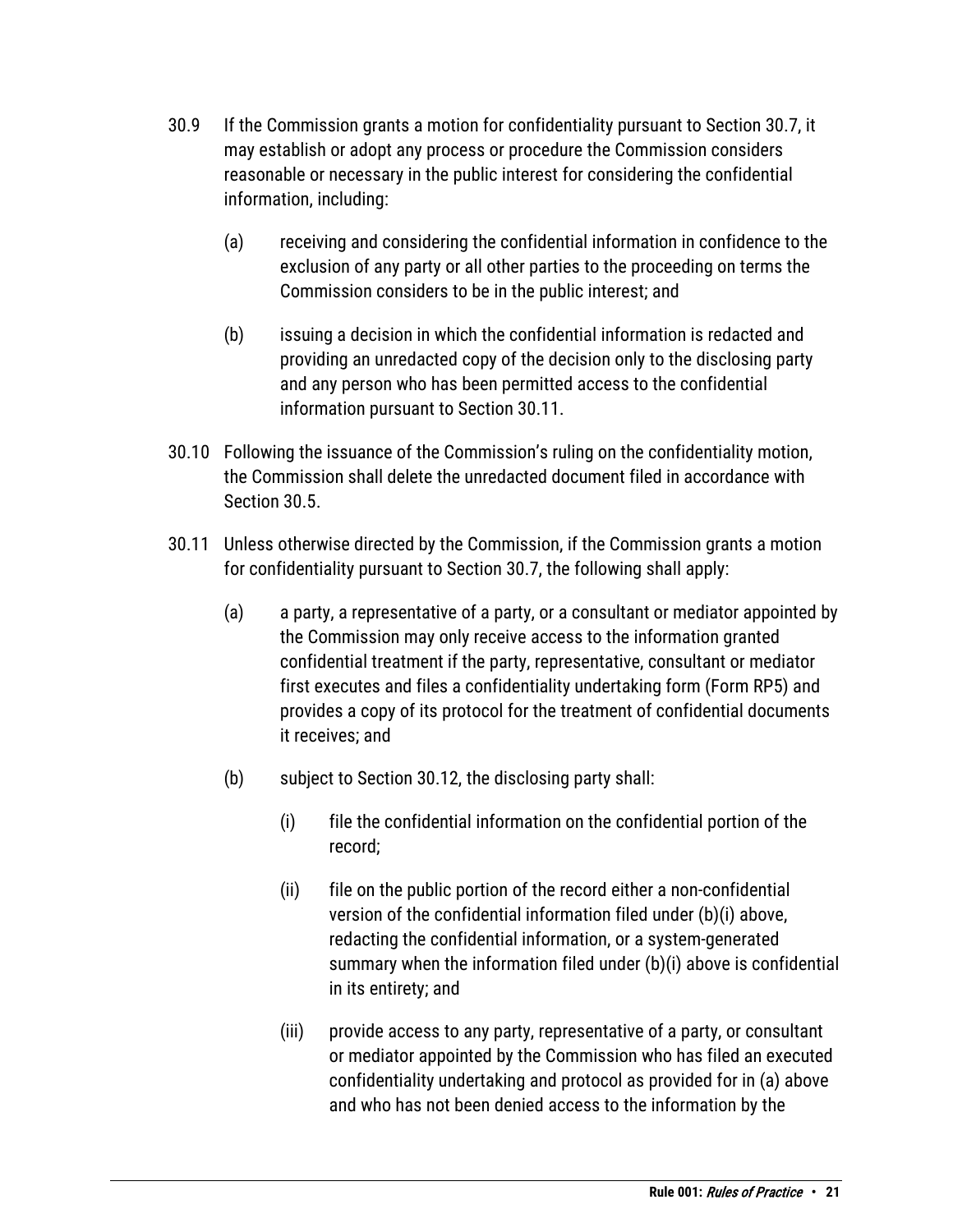30.9 If the Commission grants a motion for confidentiality pursuant to Section 30.7, it may establish or adopt any process or procedure the Commission considers reasonable or necessary in the public interest for considering the confidential information, including:

(a) receiving and considering the confidential information in confidence to the exclusion of any party or all other parties to the proceeding on terms the Commission considers to be in the public interest; and

(b) issuing a decision in which the confidential information is redacted and providing an unredacted copy of the decision only to the disclosing party and any person who has been permitted access to the confidential information pursuant to Section 30.11.

30.10 Following the issuance of the Commission's ruling on the confidentiality motion, the Commission shall delete the unredacted document filed in accordance with Section 30.5.

30.11 Unless otherwise directed by the Commission, if the Commission grants a motion for confidentiality pursuant to Section 30.7, the following shall apply:

(a) a party, a representative of a party, or a consultant or mediator appointed by the Commission may only receive access to the information granted confidential treatment if the party, representative, consultant or mediator first executes and files a confidentiality undertaking form (Form RP5) and provides a copy of its protocol for the treatment of confidential documents it receives; and

(b) subject to Section 30.12, the disclosing party shall:

(i) file the confidential information on the confidential portion of the record;

(ii) file on the public portion of the record either a non-confidential version of the confidential information filed under (b)(i) above, redacting the confidential information, or a system-generated summary when the information filed under (b)(i) above is confidential in its entirety; and

(iii) provide access to any party, representative of a party, or consultant or mediator appointed by the Commission who has filed an executed confidentiality undertaking and protocol as provided for in (a) above and who has not been denied access to the information by the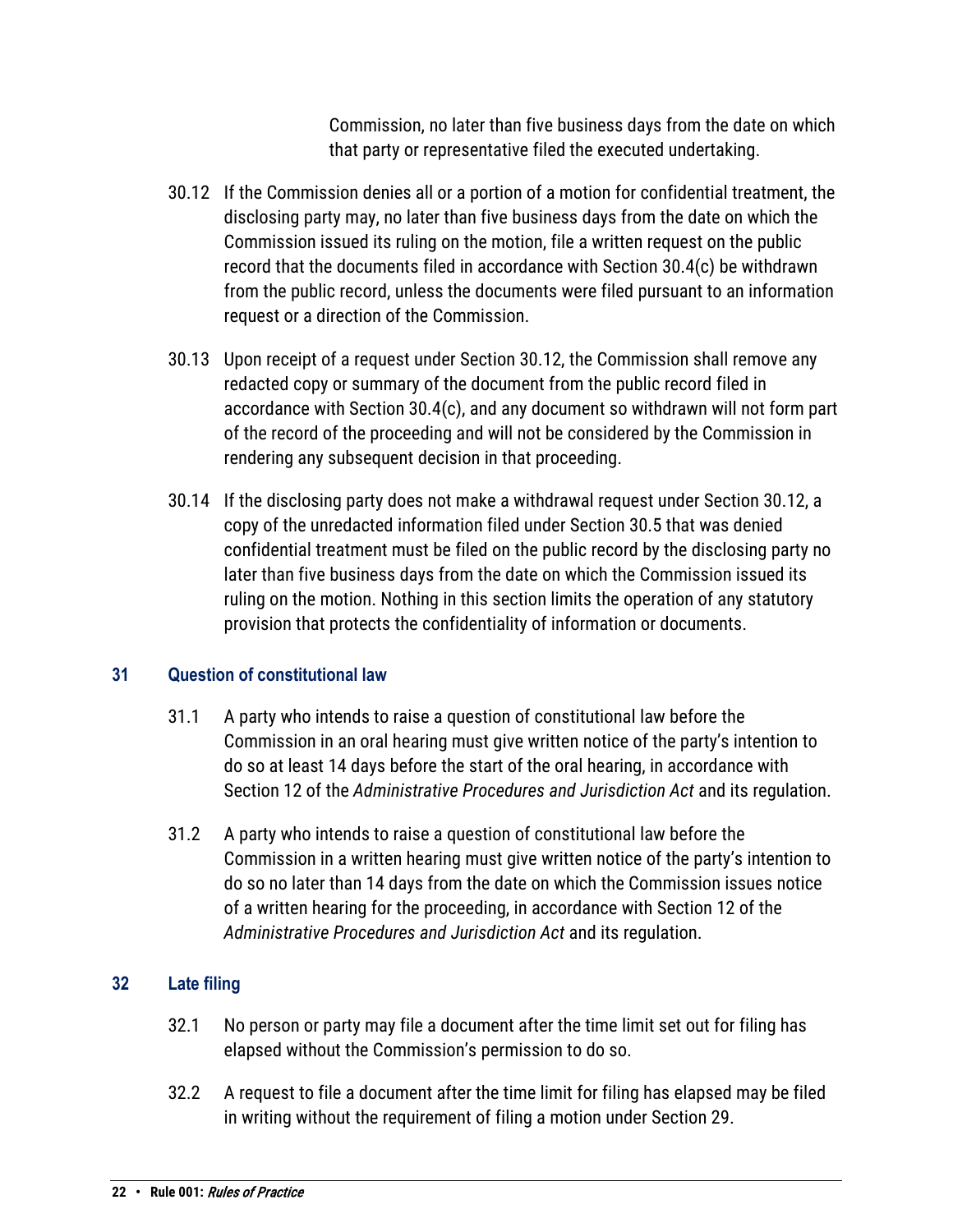Commission, no later than five business days from the date on which that party or representative filed the executed undertaking.

30.12 If the Commission denies all or a portion of a motion for confidential treatment, the disclosing party may, no later than five business days from the date on which the Commission issued its ruling on the motion, file a written request on the public record that the documents filed in accordance with Section 30.4(c) be withdrawn from the public record, unless the documents were filed pursuant to an information request or a direction of the Commission.

30.13 Upon receipt of a request under Section 30.12, the Commission shall remove any redacted copy or summary of the document from the public record filed in accordance with Section 30.4(c), and any document so withdrawn will not form part of the record of the proceeding and will not be considered by the Commission in rendering any subsequent decision in that proceeding.

30.14 If the disclosing party does not make a withdrawal request under Section 30.12, a copy of the unredacted information filed under Section 30.5 that was denied confidential treatment must be filed on the public record by the disclosing party no later than five business days from the date on which the Commission issued its ruling on the motion. Nothing in this section limits the operation of any statutory provision that protects the confidentiality of information or documents.

## 31 Question of constitutional law

31.1 A party who intends to raise a question of constitutional law before the Commission in an oral hearing must give written notice of the party's intention to do so at least 14 days before the start of the oral hearing, in accordance with Section 12 of the *Administrative Procedures and Jurisdiction Act* and its regulation.

31.2 A party who intends to raise a question of constitutional law before the Commission in a written hearing must give written notice of the party's intention to do so no later than 14 days from the date on which the Commission issues notice of a written hearing for the proceeding, in accordance with Section 12 of the *Administrative Procedures and Jurisdiction Act* and its regulation.

## 32 Late filing

32.1 No person or party may file a document after the time limit set out for filing has elapsed without the Commission's permission to do so.

32.2 A request to file a document after the time limit for filing has elapsed may be filed in writing without the requirement of filing a motion under Section 29.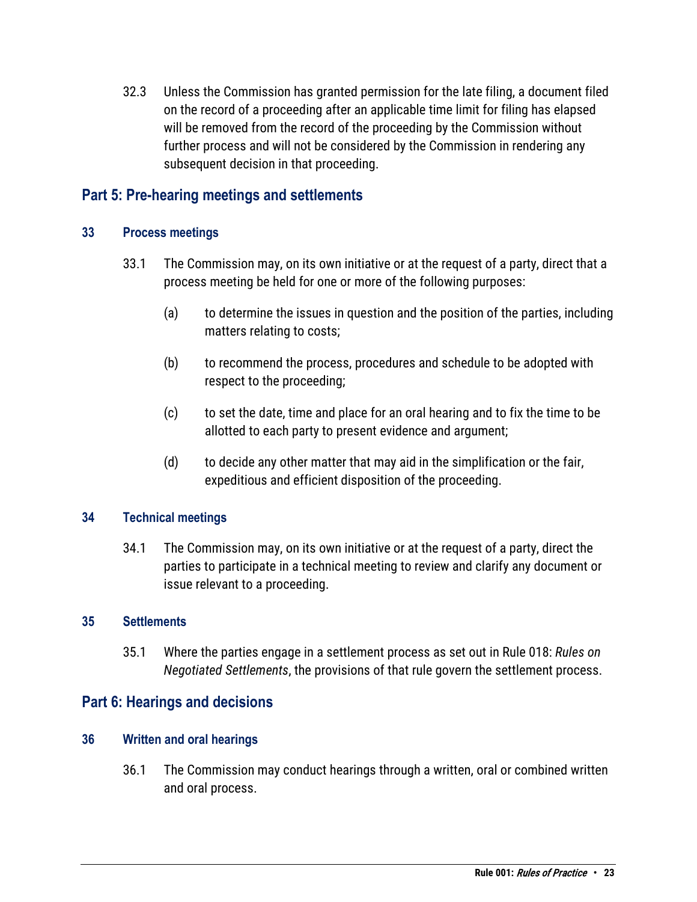32.3 Unless the Commission has granted permission for the late filing, a document filed on the record of a proceeding after an applicable time limit for filing has elapsed will be removed from the record of the proceeding by the Commission without further process and will not be considered by the Commission in rendering any subsequent decision in that proceeding.

## Part 5: Pre-hearing meetings and settlements

### 33 Process meetings

33.1 The Commission may, on its own initiative or at the request of a party, direct that a process meeting be held for one or more of the following purposes:

(a) to determine the issues in question and the position of the parties, including matters relating to costs;

(b) to recommend the process, procedures and schedule to be adopted with respect to the proceeding;

(c) to set the date, time and place for an oral hearing and to fix the time to be allotted to each party to present evidence and argument;

(d) to decide any other matter that may aid in the simplification or the fair, expeditious and efficient disposition of the proceeding.

### 34 Technical meetings

34.1 The Commission may, on its own initiative or at the request of a party, direct the parties to participate in a technical meeting to review and clarify any document or issue relevant to a proceeding.

### 35 Settlements

35.1 Where the parties engage in a settlement process as set out in Rule 018: *Rules on Negotiated Settlements*, the provisions of that rule govern the settlement process.

## Part 6: Hearings and decisions

### 36 Written and oral hearings

36.1 The Commission may conduct hearings through a written, oral or combined written and oral process.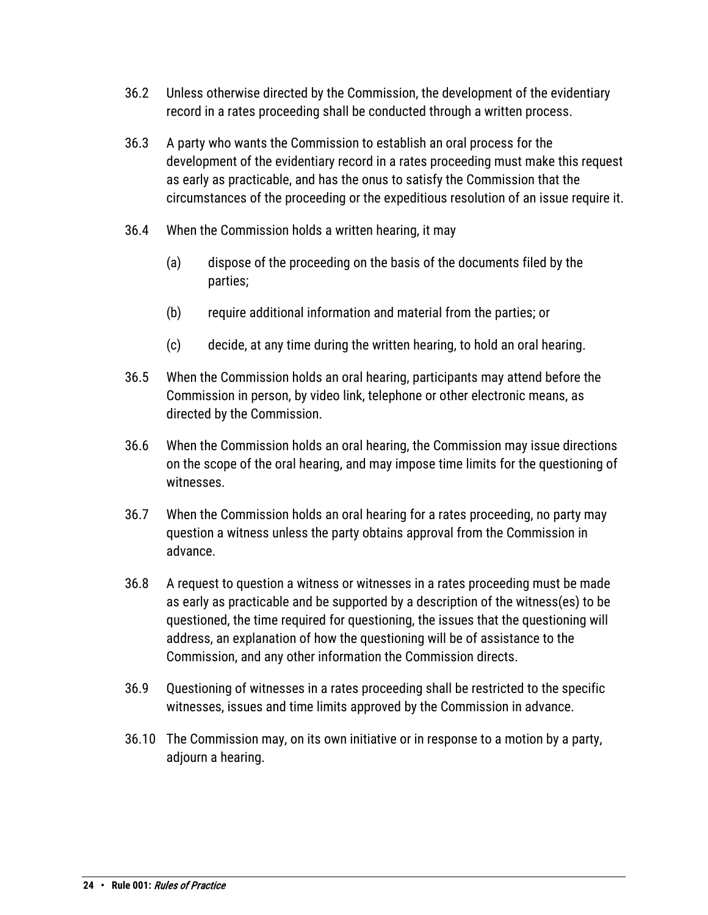36.2 Unless otherwise directed by the Commission, the development of the evidentiary record in a rates proceeding shall be conducted through a written process.

36.3 A party who wants the Commission to establish an oral process for the development of the evidentiary record in a rates proceeding must make this request as early as practicable, and has the onus to satisfy the Commission that the circumstances of the proceeding or the expeditious resolution of an issue require it.

36.4 When the Commission holds a written hearing, it may

(a) dispose of the proceeding on the basis of the documents filed by the parties;

(b) require additional information and material from the parties; or

(c) decide, at any time during the written hearing, to hold an oral hearing.

36.5 When the Commission holds an oral hearing, participants may attend before the Commission in person, by video link, telephone or other electronic means, as directed by the Commission.

36.6 When the Commission holds an oral hearing, the Commission may issue directions on the scope of the oral hearing, and may impose time limits for the questioning of witnesses.

36.7 When the Commission holds an oral hearing for a rates proceeding, no party may question a witness unless the party obtains approval from the Commission in advance.

36.8 A request to question a witness or witnesses in a rates proceeding must be made as early as practicable and be supported by a description of the witness(es) to be questioned, the time required for questioning, the issues that the questioning will address, an explanation of how the questioning will be of assistance to the Commission, and any other information the Commission directs.

36.9 Questioning of witnesses in a rates proceeding shall be restricted to the specific witnesses, issues and time limits approved by the Commission in advance.

36.10 The Commission may, on its own initiative or in response to a motion by a party, adjourn a hearing.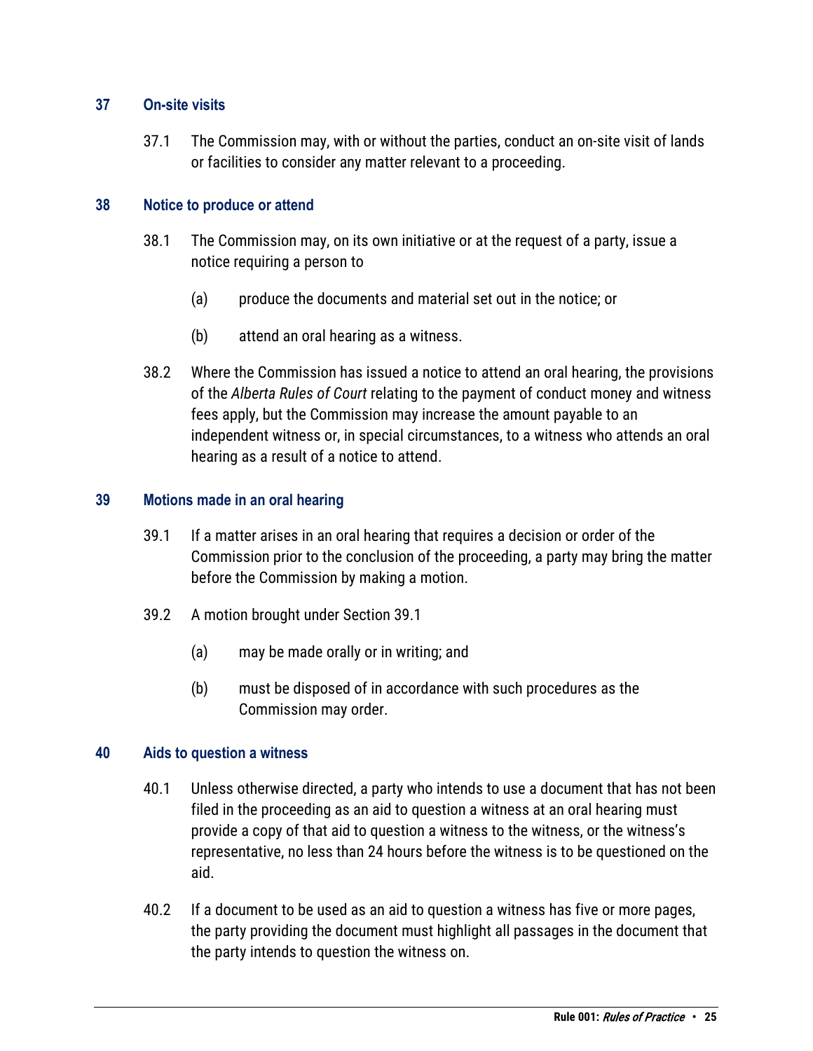## 37 On-site visits

37.1 The Commission may, with or without the parties, conduct an on-site visit of lands or facilities to consider any matter relevant to a proceeding.

## 38 Notice to produce or attend

38.1 The Commission may, on its own initiative or at the request of a party, issue a notice requiring a person to

(a) produce the documents and material set out in the notice; or

(b) attend an oral hearing as a witness.

38.2 Where the Commission has issued a notice to attend an oral hearing, the provisions of the *Alberta Rules of Court* relating to the payment of conduct money and witness fees apply, but the Commission may increase the amount payable to an independent witness or, in special circumstances, to a witness who attends an oral hearing as a result of a notice to attend.

## 39 Motions made in an oral hearing

39.1 If a matter arises in an oral hearing that requires a decision or order of the Commission prior to the conclusion of the proceeding, a party may bring the matter before the Commission by making a motion.

39.2 A motion brought under Section 39.1

(a) may be made orally or in writing; and

(b) must be disposed of in accordance with such procedures as the Commission may order.

## 40 Aids to question a witness

40.1 Unless otherwise directed, a party who intends to use a document that has not been filed in the proceeding as an aid to question a witness at an oral hearing must provide a copy of that aid to question a witness to the witness, or the witness's representative, no less than 24 hours before the witness is to be questioned on the aid.

40.2 If a document to be used as an aid to question a witness has five or more pages, the party providing the document must highlight all passages in the document that the party intends to question the witness on.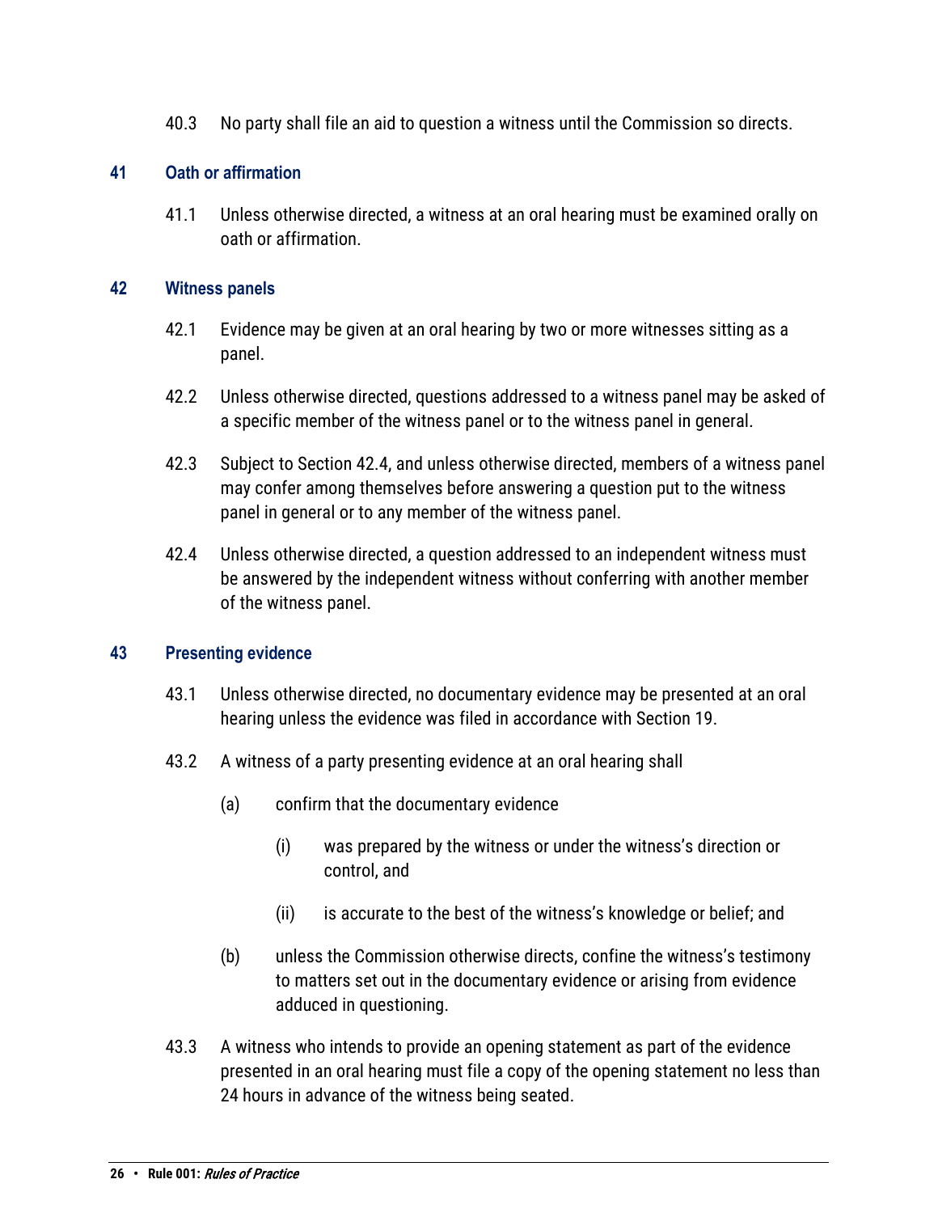40.3 No party shall file an aid to question a witness until the Commission so directs.

## 41 Oath or affirmation

41.1 Unless otherwise directed, a witness at an oral hearing must be examined orally on oath or affirmation.

## 42 Witness panels

42.1 Evidence may be given at an oral hearing by two or more witnesses sitting as a panel.

42.2 Unless otherwise directed, questions addressed to a witness panel may be asked of a specific member of the witness panel or to the witness panel in general.

42.3 Subject to Section 42.4, and unless otherwise directed, members of a witness panel may confer among themselves before answering a question put to the witness panel in general or to any member of the witness panel.

42.4 Unless otherwise directed, a question addressed to an independent witness must be answered by the independent witness without conferring with another member of the witness panel.

## 43 Presenting evidence

43.1 Unless otherwise directed, no documentary evidence may be presented at an oral hearing unless the evidence was filed in accordance with Section 19.

43.2 A witness of a party presenting evidence at an oral hearing shall

(a) confirm that the documentary evidence

(i) was prepared by the witness or under the witness's direction or control, and

(ii) is accurate to the best of the witness's knowledge or belief; and

(b) unless the Commission otherwise directs, confine the witness's testimony to matters set out in the documentary evidence or arising from evidence adduced in questioning.

43.3 A witness who intends to provide an opening statement as part of the evidence presented in an oral hearing must file a copy of the opening statement no less than 24 hours in advance of the witness being seated.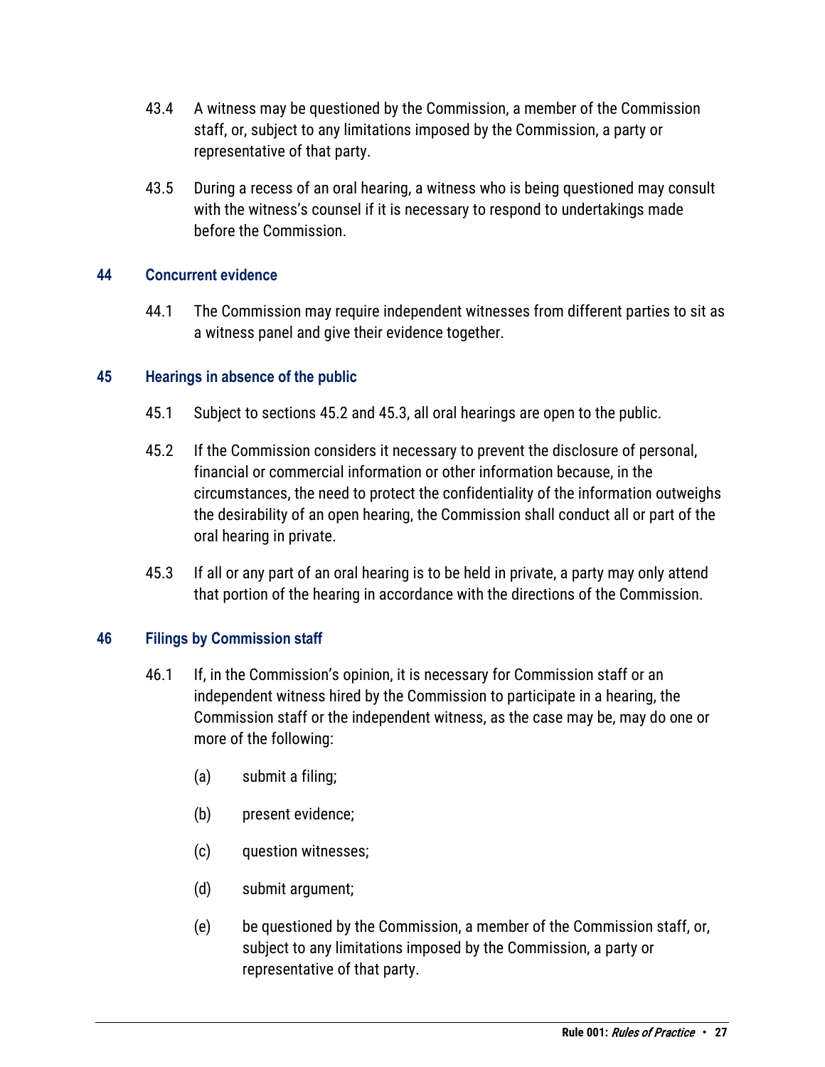43.4 A witness may be questioned by the Commission, a member of the Commission staff, or, subject to any limitations imposed by the Commission, a party or representative of that party.

43.5 During a recess of an oral hearing, a witness who is being questioned may consult with the witness's counsel if it is necessary to respond to undertakings made before the Commission.

## 44 Concurrent evidence

44.1 The Commission may require independent witnesses from different parties to sit as a witness panel and give their evidence together.

## 45 Hearings in absence of the public

45.1 Subject to sections 45.2 and 45.3, all oral hearings are open to the public.

45.2 If the Commission considers it necessary to prevent the disclosure of personal, financial or commercial information or other information because, in the circumstances, the need to protect the confidentiality of the information outweighs the desirability of an open hearing, the Commission shall conduct all or part of the oral hearing in private.

45.3 If all or any part of an oral hearing is to be held in private, a party may only attend that portion of the hearing in accordance with the directions of the Commission.

## 46 Filings by Commission staff

46.1 If, in the Commission's opinion, it is necessary for Commission staff or an independent witness hired by the Commission to participate in a hearing, the Commission staff or the independent witness, as the case may be, may do one or more of the following:

(a) submit a filing;

(b) present evidence;

(c) question witnesses;

(d) submit argument;

(e) be questioned by the Commission, a member of the Commission staff, or, subject to any limitations imposed by the Commission, a party or representative of that party.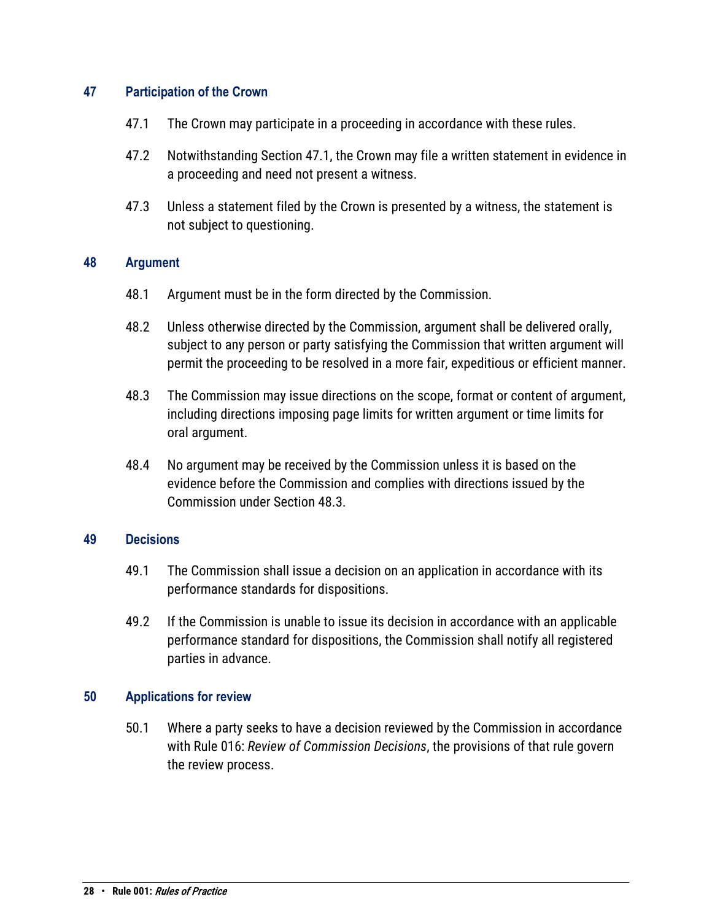## 47 Participation of the Crown

47.1 The Crown may participate in a proceeding in accordance with these rules.

47.2 Notwithstanding Section 47.1, the Crown may file a written statement in evidence in a proceeding and need not present a witness.

47.3 Unless a statement filed by the Crown is presented by a witness, the statement is not subject to questioning.

## 48 Argument

48.1 Argument must be in the form directed by the Commission.

48.2 Unless otherwise directed by the Commission, argument shall be delivered orally, subject to any person or party satisfying the Commission that written argument will permit the proceeding to be resolved in a more fair, expeditious or efficient manner.

48.3 The Commission may issue directions on the scope, format or content of argument, including directions imposing page limits for written argument or time limits for oral argument.

48.4 No argument may be received by the Commission unless it is based on the evidence before the Commission and complies with directions issued by the Commission under Section 48.3.

## 49 Decisions

49.1 The Commission shall issue a decision on an application in accordance with its performance standards for dispositions.

49.2 If the Commission is unable to issue its decision in accordance with an applicable performance standard for dispositions, the Commission shall notify all registered parties in advance.

## 50 Applications for review

50.1 Where a party seeks to have a decision reviewed by the Commission in accordance with Rule 016: *Review of Commission Decisions*, the provisions of that rule govern the review process.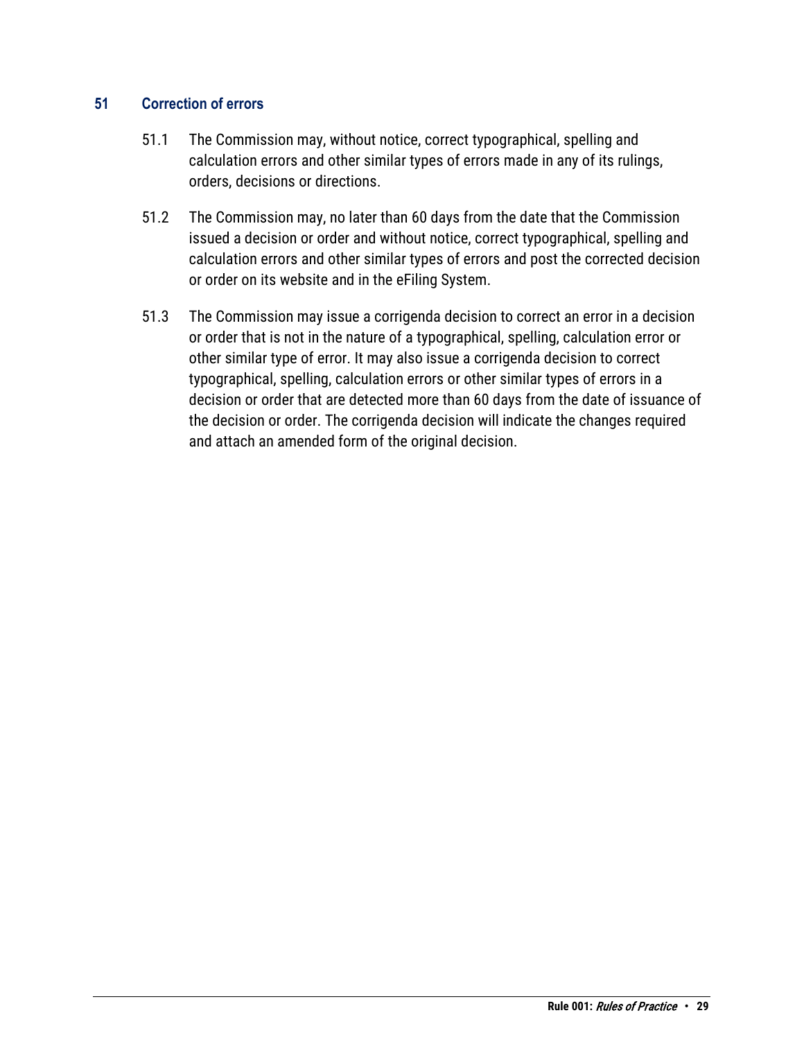## 51 Correction of errors

51.1 The Commission may, without notice, correct typographical, spelling and calculation errors and other similar types of errors made in any of its rulings, orders, decisions or directions.

51.2 The Commission may, no later than 60 days from the date that the Commission issued a decision or order and without notice, correct typographical, spelling and calculation errors and other similar types of errors and post the corrected decision or order on its website and in the eFiling System.

51.3 The Commission may issue a corrigenda decision to correct an error in a decision or order that is not in the nature of a typographical, spelling, calculation error or other similar type of error. It may also issue a corrigenda decision to correct typographical, spelling, calculation errors or other similar types of errors in a decision or order that are detected more than 60 days from the date of issuance of the decision or order. The corrigenda decision will indicate the changes required and attach an amended form of the original decision.